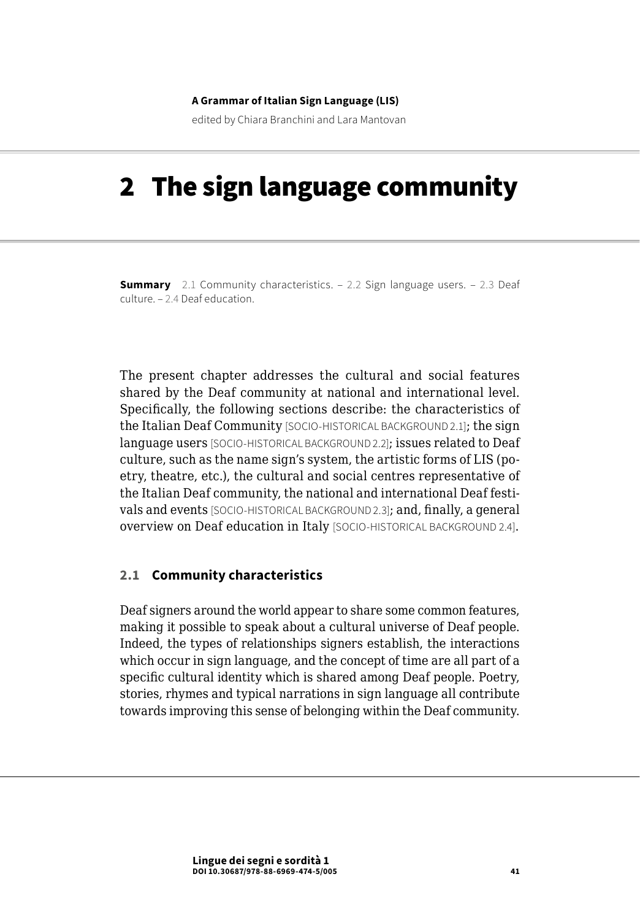# 2 The sign language community

**Summary** 2.1 Community characteristics. – 2.2 Sign language users. – 2.3 Deaf culture. – 2.4 Deaf education.

The present chapter addresses the cultural and social features shared by the Deaf community at national and international level. Specifically, the following sections describe: the characteristics of the Italian Deaf Community [SOCIO-HISTORICAL BACKGROUND 2.1]; the sign language users [SOCIO-HISTORICAL BACKGROUND 2.2]; issues related to Deaf culture, such as the name sign's system, the artistic forms of LIS (poetry, theatre, etc.), the cultural and social centres representative of the Italian Deaf community, the national and international Deaf festivals and events [SOCIO-HISTORICAL BACKGROUND 2.3]; and, finally, a general overview on Deaf education in Italy [SOCIO-HISTORICAL BACKGROUND 2.4].

## 2.1 Community characteristics

Deaf signers around the world appear to share some common features, making it possible to speak about a cultural universe of Deaf people. Indeed, the types of relationships signers establish, the interactions which occur in sign language, and the concept of time are all part of a specific cultural identity which is shared among Deaf people. Poetry, stories, rhymes and typical narrations in sign language all contribute towards improving this sense of belonging within the Deaf community.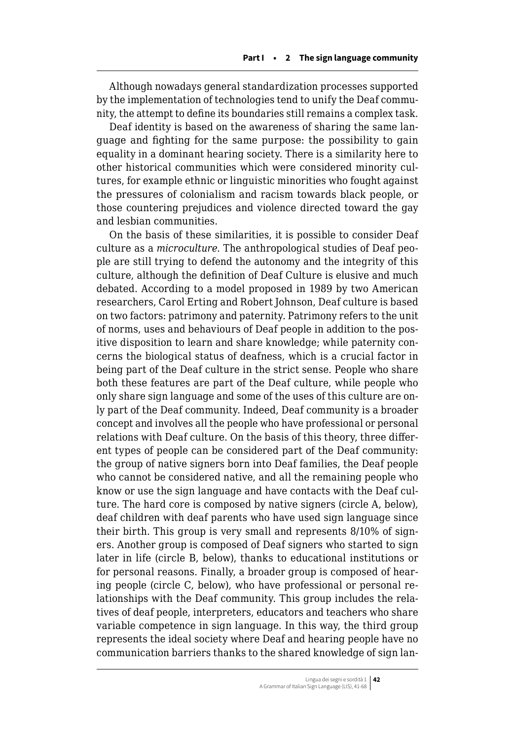Although nowadays general standardization processes supported by the implementation of technologies tend to unify the Deaf community, the attempt to define its boundaries still remains a complex task.

Deaf identity is based on the awareness of sharing the same language and fighting for the same purpose: the possibility to gain equality in a dominant hearing society. There is a similarity here to other historical communities which were considered minority cultures, for example ethnic or linguistic minorities who fought against the pressures of colonialism and racism towards black people, or those countering prejudices and violence directed toward the gay and lesbian communities.

On the basis of these similarities, it is possible to consider Deaf culture as a *microculture*. The anthropological studies of Deaf people are still trying to defend the autonomy and the integrity of this culture, although the definition of Deaf Culture is elusive and much debated. According to a model proposed in 1989 by two American researchers, Carol Erting and Robert Johnson, Deaf culture is based on two factors: patrimony and paternity. Patrimony refers to the unit of norms, uses and behaviours of Deaf people in addition to the positive disposition to learn and share knowledge; while paternity concerns the biological status of deafness, which is a crucial factor in being part of the Deaf culture in the strict sense. People who share both these features are part of the Deaf culture, while people who only share sign language and some of the uses of this culture are only part of the Deaf community. Indeed, Deaf community is a broader concept and involves all the people who have professional or personal relations with Deaf culture. On the basis of this theory, three different types of people can be considered part of the Deaf community: the group of native signers born into Deaf families, the Deaf people who cannot be considered native, and all the remaining people who know or use the sign language and have contacts with the Deaf culture. The hard core is composed by native signers (circle A, below), deaf children with deaf parents who have used sign language since their birth. This group is very small and represents 8/10% of signers. Another group is composed of Deaf signers who started to sign later in life (circle B, below), thanks to educational institutions or for personal reasons. Finally, a broader group is composed of hearing people (circle C, below), who have professional or personal relationships with the Deaf community. This group includes the relatives of deaf people, interpreters, educators and teachers who share variable competence in sign language. In this way, the third group represents the ideal society where Deaf and hearing people have no communication barriers thanks to the shared knowledge of sign lan-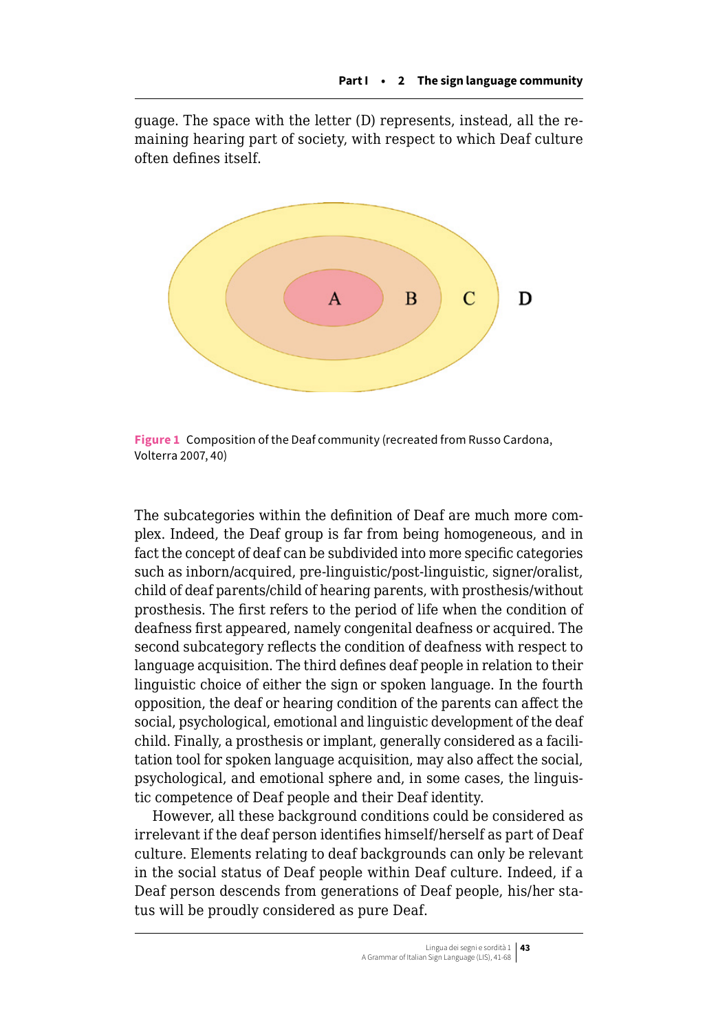guage. The space with the letter (D) represents, instead, all the remaining hearing part of society, with respect to which Deaf culture often defines itself.

**Figure 1** Composition of the Deaf community (recreated from Russo Cardona, Volterra 2007, 40)

The subcategories within the definition of Deaf are much more complex. Indeed, the Deaf group is far from being homogeneous, and in fact the concept of deaf can be subdivided into more specific categories such as inborn/acquired, pre-linguistic/post-linguistic, signer/oralist, child of deaf parents/child of hearing parents, with prosthesis/without prosthesis. The first refers to the period of life when the condition of deafness first appeared, namely congenital deafness or acquired. The second subcategory reflects the condition of deafness with respect to language acquisition. The third defines deaf people in relation to their linguistic choice of either the sign or spoken language. In the fourth opposition, the deaf or hearing condition of the parents can affect the social, psychological, emotional and linguistic development of the deaf child. Finally, a prosthesis or implant, generally considered as a facilitation tool for spoken language acquisition, may also affect the social, psychological, and emotional sphere and, in some cases, the linguistic competence of Deaf people and their Deaf identity.

However, all these background conditions could be considered as irrelevant if the deaf person identifies himself/herself as part of Deaf culture. Elements relating to deaf backgrounds can only be relevant in the social status of Deaf people within Deaf culture. Indeed, if a Deaf person descends from generations of Deaf people, his/her status will be proudly considered as pure Deaf.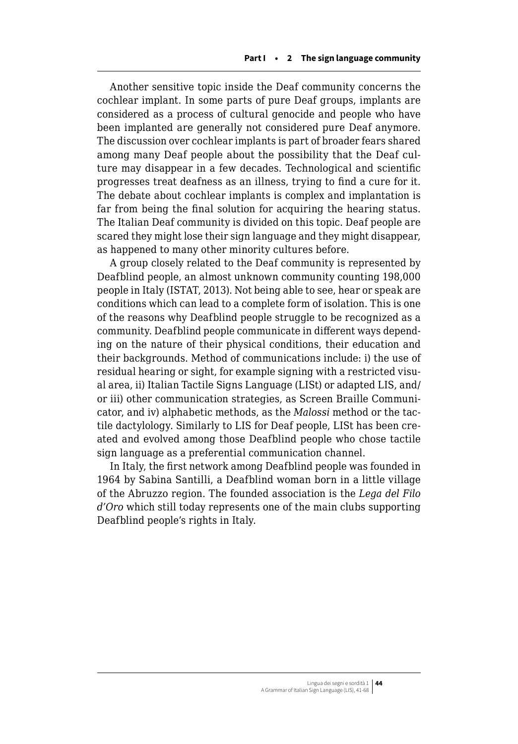Another sensitive topic inside the Deaf community concerns the cochlear implant. In some parts of pure Deaf groups, implants are considered as a process of cultural genocide and people who have been implanted are generally not considered pure Deaf anymore. The discussion over cochlear implants is part of broader fears shared among many Deaf people about the possibility that the Deaf culture may disappear in a few decades. Technological and scientific progresses treat deafness as an illness, trying to find a cure for it. The debate about cochlear implants is complex and implantation is far from being the final solution for acquiring the hearing status. The Italian Deaf community is divided on this topic. Deaf people are scared they might lose their sign language and they might disappear, as happened to many other minority cultures before.

A group closely related to the Deaf community is represented by Deafblind people, an almost unknown community counting 198,000 people in Italy (ISTAT, 2013). Not being able to see, hear or speak are conditions which can lead to a complete form of isolation. This is one of the reasons why Deafblind people struggle to be recognized as a community. Deafblind people communicate in different ways depending on the nature of their physical conditions, their education and their backgrounds. Method of communications include: i) the use of residual hearing or sight, for example signing with a restricted visual area, ii) Italian Tactile Signs Language (LISt) or adapted LIS, and/or iii) other communication strategies, as Screen Braille Communicator, and iv) alphabetic methods, as the *Malossi* method or the tactile dactylology. Similarly to LIS for Deaf people, LISt has been created and evolved among those Deafblind people who chose tactile sign language as a preferential communication channel.

In Italy, the first network among Deafblind people was founded in 1964 by Sabina Santilli, a Deafblind woman born in a little village of the Abruzzo region. The founded association is the *Lega del Filo d'Oro* which still today represents one of the main clubs supporting Deafblind people's rights in Italy.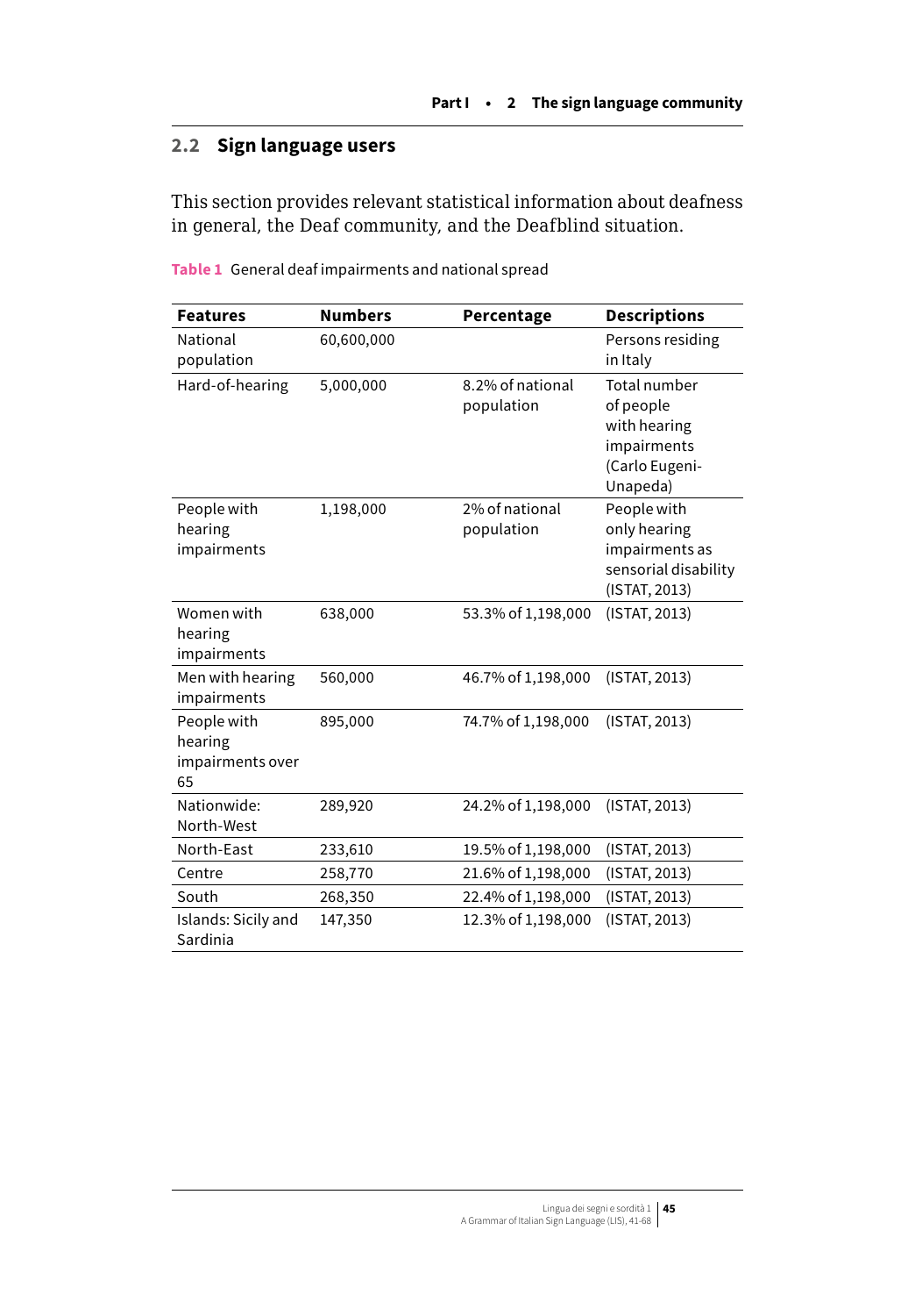## 2.2 Sign language users

This section provides relevant statistical information about deafness in general, the Deaf community, and the Deafblind situation.

**Table 1** General deaf impairments and national spread

| Features | Numbers | Percentage | Descriptions |
|---|---|---|---|
| National population | 60,600,000 | | Persons residing in Italy |
| Hard-of-hearing | 5,000,000 | 8.2% of national population | Total number of people with hearing impairments (Carlo Eugeni-Unapeda) |
| People with hearing impairments | 1,198,000 | 2% of national population | People with only hearing impairments as sensorial disability (ISTAT, 2013) |
| Women with hearing impairments | 638,000 | 53.3% of 1,198,000 | (ISTAT, 2013) |
| Men with hearing impairments | 560,000 | 46.7% of 1,198,000 | (ISTAT, 2013) |
| People with hearing impairments over 65 | 895,000 | 74.7% of 1,198,000 | (ISTAT, 2013) |
| Nationwide: North-West | 289,920 | 24.2% of 1,198,000 | (ISTAT, 2013) |
| North-East | 233,610 | 19.5% of 1,198,000 | (ISTAT, 2013) |
| Centre | 258,770 | 21.6% of 1,198,000 | (ISTAT, 2013) |
| South | 268,350 | 22.4% of 1,198,000 | (ISTAT, 2013) |
| Islands: Sicily and Sardinia | 147,350 | 12.3% of 1,198,000 | (ISTAT, 2013) |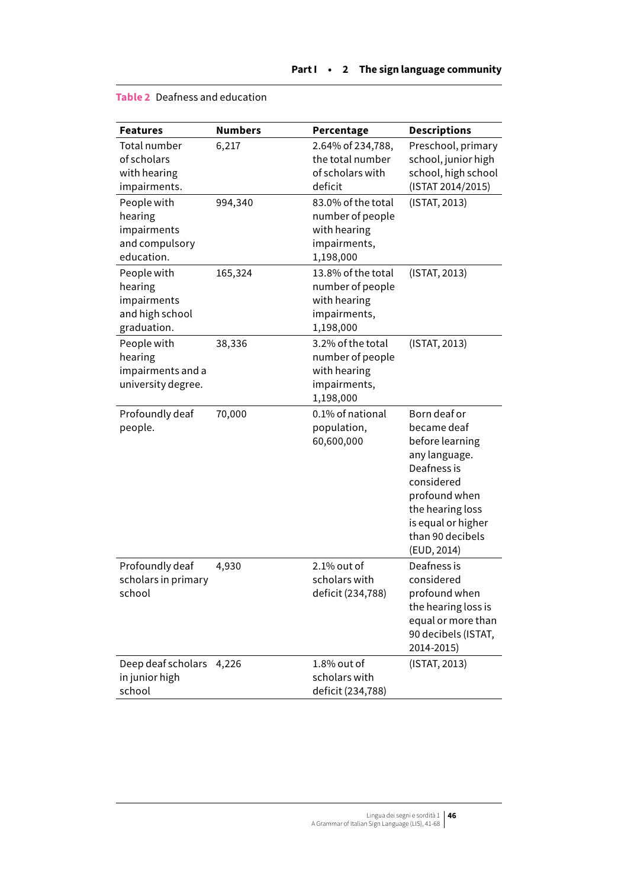**Table 2** Deafness and education

| Features | Numbers | Percentage | Descriptions |
|---|---|---|---|
| Total number of scholars with hearing impairments. | 6,217 | 2.64% of 234,788, the total number of scholars with deficit | Preschool, primary school, junior high school, high school (ISTAT 2014/2015) |
| People with hearing impairments and compulsory education. | 994,340 | 83.0% of the total number of people with hearing impairments, 1,198,000 | (ISTAT, 2013) |
| People with hearing impairments and high school graduation. | 165,324 | 13.8% of the total number of people with hearing impairments, 1,198,000 | (ISTAT, 2013) |
| People with hearing impairments and a university degree. | 38,336 | 3.2% of the total number of people with hearing impairments, 1,198,000 | (ISTAT, 2013) |
| Profoundly deaf people. | 70,000 | 0.1% of national population, 60,600,000 | Born deaf or became deaf before learning any language. Deafness is considered profound when the hearing loss is equal or higher than 90 decibels (EUD, 2014) |
| Profoundly deaf scholars in primary school | 4,930 | 2.1% out of scholars with deficit (234,788) | Deafness is considered profound when the hearing loss is equal or more than 90 decibels (ISTAT, 2014-2015) |
| Deep deaf scholars in junior high school | 4,226 | 1.8% out of scholars with deficit (234,788) | (ISTAT, 2013) |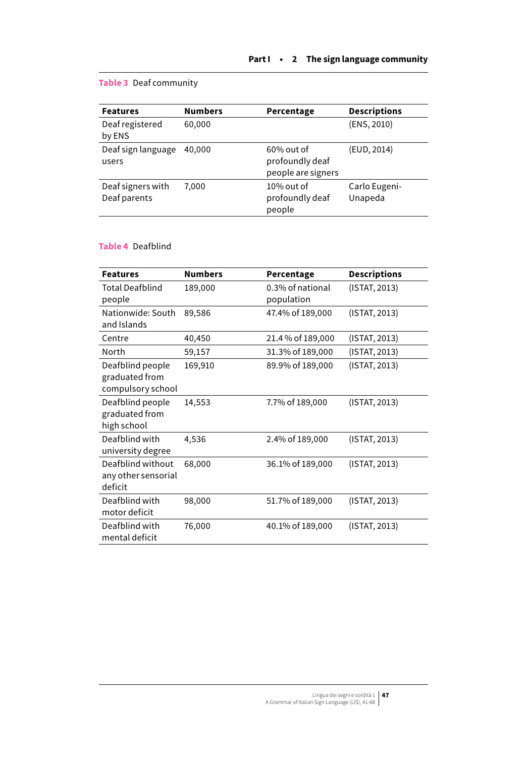**Table 3** Deaf community

| Features | Numbers | Percentage | Descriptions |
|---|---|---|---|
| Deaf registered by ENS | 60,000 | | (ENS, 2010) |
| Deaf sign language users | 40,000 | 60% out of profoundly deaf people are signers | (EUD, 2014) |
| Deaf signers with Deaf parents | 7,000 | 10% out of profoundly deaf people | Carlo Eugeni-Unapeda |

**Table 4** Deafblind

| Features | Numbers | Percentage | Descriptions |
|---|---|---|---|
| Total Deafblind people | 189,000 | 0.3% of national population | (ISTAT, 2013) |
| Nationwide: South and Islands | 89,586 | 47.4% of 189,000 | (ISTAT, 2013) |
| Centre | 40,450 | 21.4 % of 189,000 | (ISTAT, 2013) |
| North | 59,157 | 31.3% of 189,000 | (ISTAT, 2013) |
| Deafblind people graduated from compulsory school | 169,910 | 89.9% of 189,000 | (ISTAT, 2013) |
| Deafblind people graduated from high school | 14,553 | 7.7% of 189,000 | (ISTAT, 2013) |
| Deafblind with university degree | 4,536 | 2.4% of 189,000 | (ISTAT, 2013) |
| Deafblind without any other sensorial deficit | 68,000 | 36.1% of 189,000 | (ISTAT, 2013) |
| Deafblind with motor deficit | 98,000 | 51.7% of 189,000 | (ISTAT, 2013) |
| Deafblind with mental deficit | 76,000 | 40.1% of 189,000 | (ISTAT, 2013) |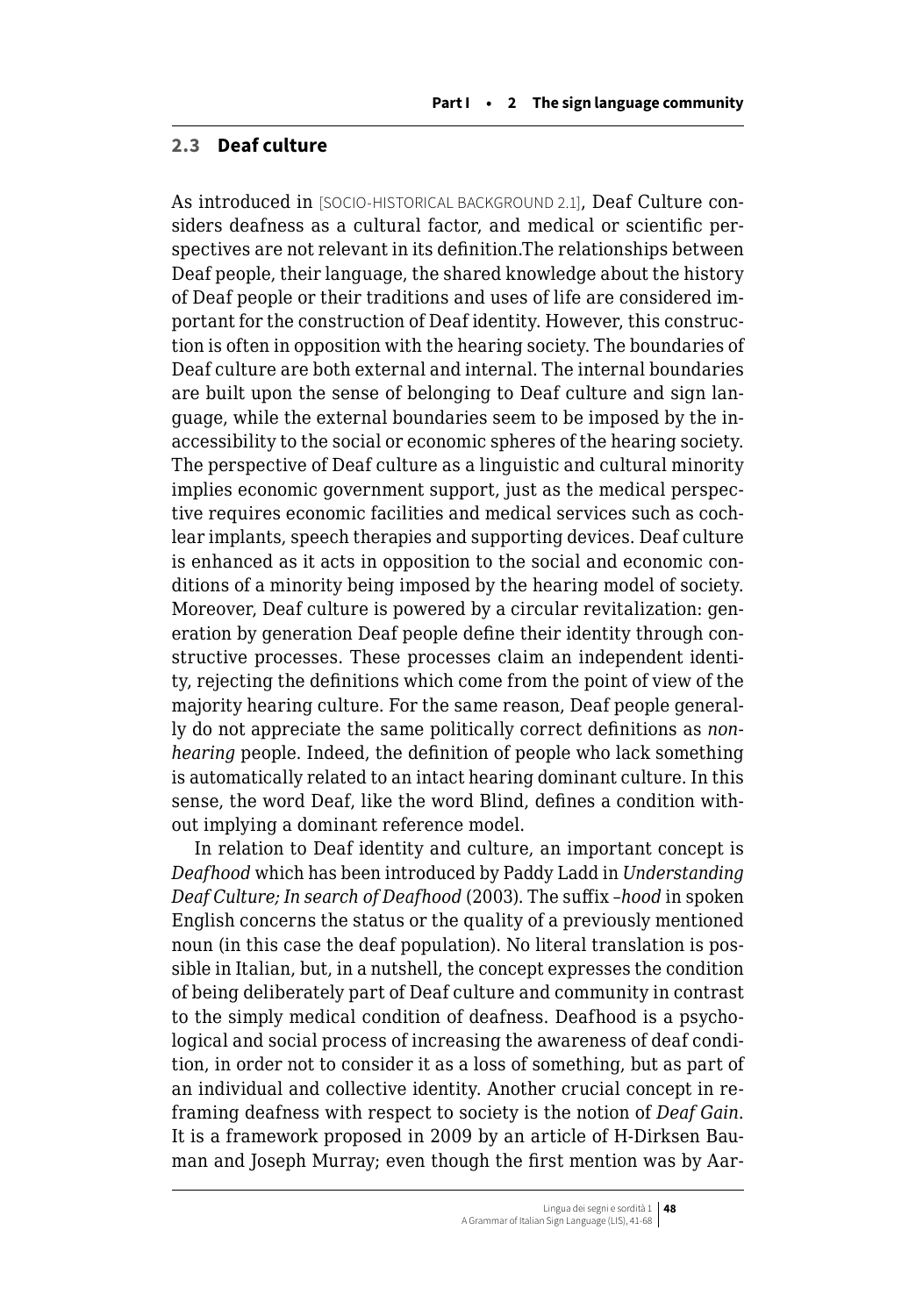## 2.3 Deaf culture

As introduced in [SOCIO-HISTORICAL BACKGROUND 2.1], Deaf Culture considers deafness as a cultural factor, and medical or scientific perspectives are not relevant in its definition.The relationships between Deaf people, their language, the shared knowledge about the history of Deaf people or their traditions and uses of life are considered important for the construction of Deaf identity. However, this construction is often in opposition with the hearing society. The boundaries of Deaf culture are both external and internal. The internal boundaries are built upon the sense of belonging to Deaf culture and sign language, while the external boundaries seem to be imposed by the inaccessibility to the social or economic spheres of the hearing society. The perspective of Deaf culture as a linguistic and cultural minority implies economic government support, just as the medical perspective requires economic facilities and medical services such as cochlear implants, speech therapies and supporting devices. Deaf culture is enhanced as it acts in opposition to the social and economic conditions of a minority being imposed by the hearing model of society. Moreover, Deaf culture is powered by a circular revitalization: generation by generation Deaf people define their identity through constructive processes. These processes claim an independent identity, rejecting the definitions which come from the point of view of the majority hearing culture. For the same reason, Deaf people generally do not appreciate the same politically correct definitions as *non-hearing* people. Indeed, the definition of people who lack something is automatically related to an intact hearing dominant culture. In this sense, the word Deaf, like the word Blind, defines a condition without implying a dominant reference model.

In relation to Deaf identity and culture, an important concept is *Deafhood* which has been introduced by Paddy Ladd in *Understanding Deaf Culture; In search of Deafhood* (2003). The suffix *–hood* in spoken English concerns the status or the quality of a previously mentioned noun (in this case the deaf population). No literal translation is possible in Italian, but, in a nutshell, the concept expresses the condition of being deliberately part of Deaf culture and community in contrast to the simply medical condition of deafness. Deafhood is a psychological and social process of increasing the awareness of deaf condition, in order not to consider it as a loss of something, but as part of an individual and collective identity. Another crucial concept in reframing deafness with respect to society is the notion of *Deaf Gain*. It is a framework proposed in 2009 by an article of H-Dirksen Bauman and Joseph Murray; even though the first mention was by Aar-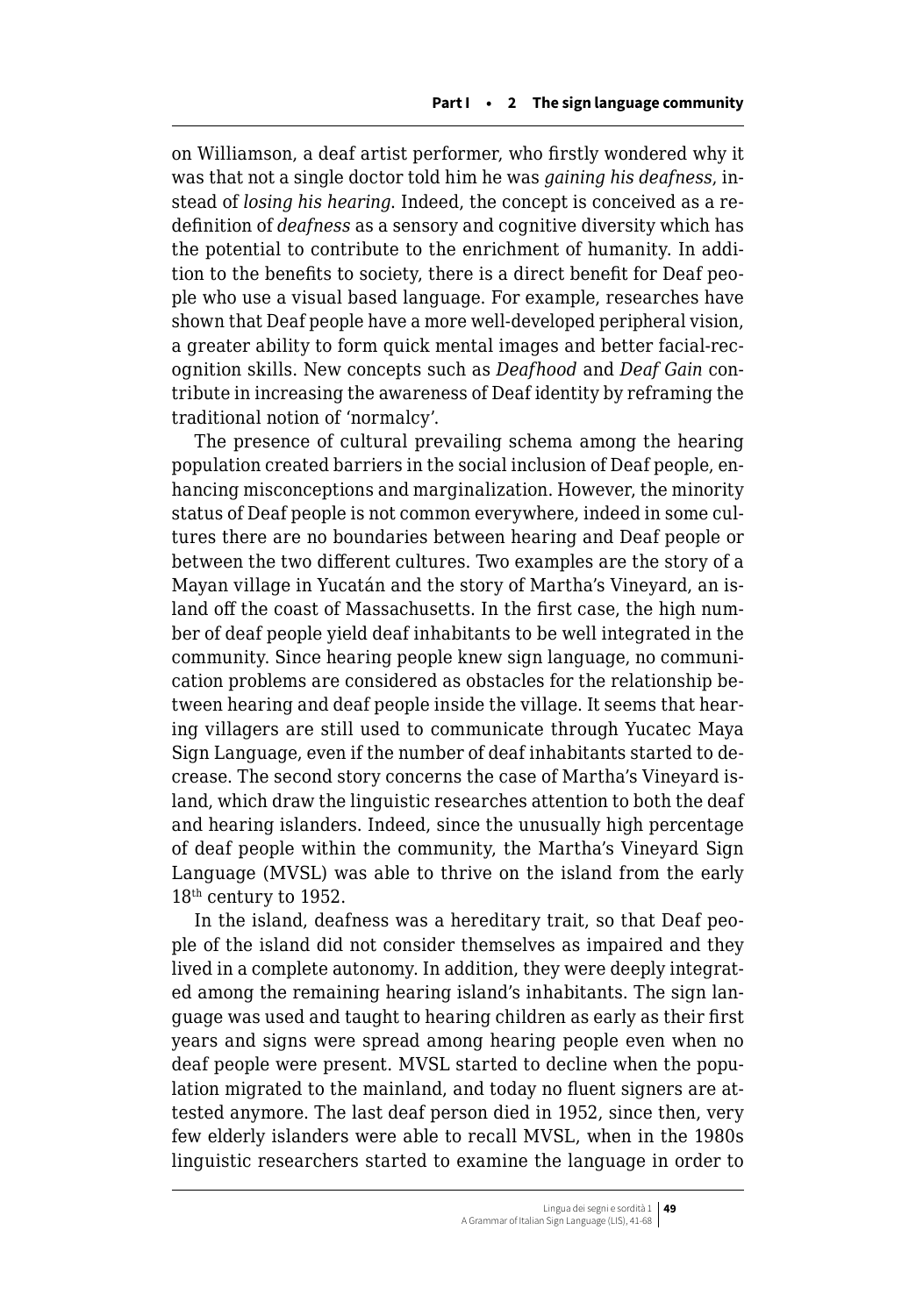on Williamson, a deaf artist performer, who firstly wondered why it was that not a single doctor told him he was *gaining his deafness*, instead of *losing his hearing*. Indeed, the concept is conceived as a redefinition of *deafness* as a sensory and cognitive diversity which has the potential to contribute to the enrichment of humanity. In addition to the benefits to society, there is a direct benefit for Deaf people who use a visual based language. For example, researches have shown that Deaf people have a more well-developed peripheral vision, a greater ability to form quick mental images and better facial-recognition skills. New concepts such as *Deafhood* and *Deaf Gain* contribute in increasing the awareness of Deaf identity by reframing the traditional notion of 'normalcy'.

The presence of cultural prevailing schema among the hearing population created barriers in the social inclusion of Deaf people, enhancing misconceptions and marginalization. However, the minority status of Deaf people is not common everywhere, indeed in some cultures there are no boundaries between hearing and Deaf people or between the two different cultures. Two examples are the story of a Mayan village in Yucatán and the story of Martha's Vineyard, an island off the coast of Massachusetts. In the first case, the high number of deaf people yield deaf inhabitants to be well integrated in the community. Since hearing people knew sign language, no communication problems are considered as obstacles for the relationship between hearing and deaf people inside the village. It seems that hearing villagers are still used to communicate through Yucatec Maya Sign Language, even if the number of deaf inhabitants started to decrease. The second story concerns the case of Martha's Vineyard island, which draw the linguistic researches attention to both the deaf and hearing islanders. Indeed, since the unusually high percentage of deaf people within the community, the Martha's Vineyard Sign Language (MVSL) was able to thrive on the island from the early 18th century to 1952.

In the island, deafness was a hereditary trait, so that Deaf people of the island did not consider themselves as impaired and they lived in a complete autonomy. In addition, they were deeply integrated among the remaining hearing island's inhabitants. The sign language was used and taught to hearing children as early as their first years and signs were spread among hearing people even when no deaf people were present. MVSL started to decline when the population migrated to the mainland, and today no fluent signers are attested anymore. The last deaf person died in 1952, since then, very few elderly islanders were able to recall MVSL, when in the 1980s linguistic researchers started to examine the language in order to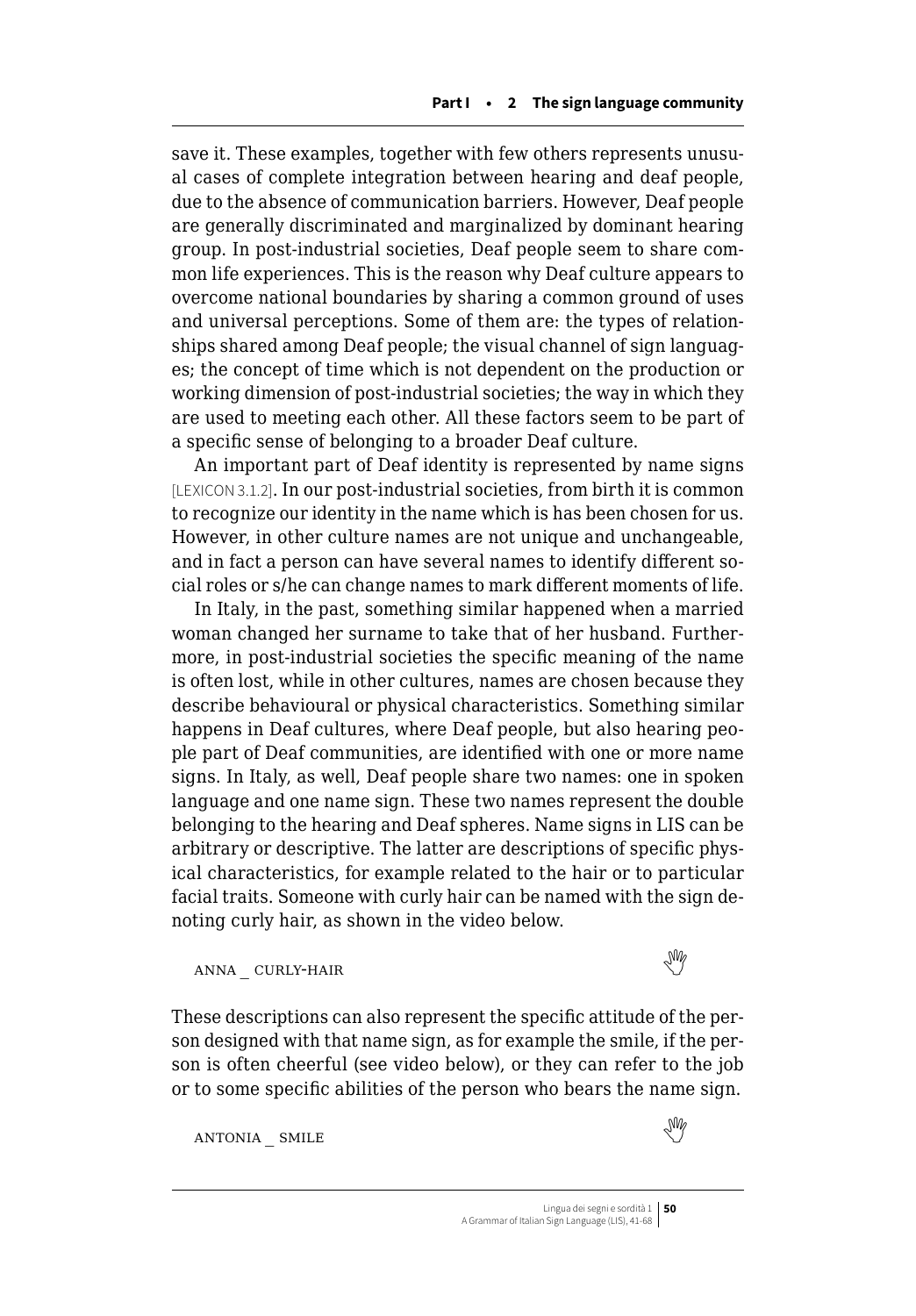save it. These examples, together with few others represents unusual cases of complete integration between hearing and deaf people, due to the absence of communication barriers. However, Deaf people are generally discriminated and marginalized by dominant hearing group. In post-industrial societies, Deaf people seem to share common life experiences. This is the reason why Deaf culture appears to overcome national boundaries by sharing a common ground of uses and universal perceptions. Some of them are: the types of relationships shared among Deaf people; the visual channel of sign languages; the concept of time which is not dependent on the production or working dimension of post-industrial societies; the way in which they are used to meeting each other. All these factors seem to be part of a specific sense of belonging to a broader Deaf culture.

An important part of Deaf identity is represented by name signs [LEXICON 3.1.2]. In our post-industrial societies, from birth it is common to recognize our identity in the name which is has been chosen for us. However, in other culture names are not unique and unchangeable, and in fact a person can have several names to identify different social roles or s/he can change names to mark different moments of life.

In Italy, in the past, something similar happened when a married woman changed her surname to take that of her husband. Furthermore, in post-industrial societies the specific meaning of the name is often lost, while in other cultures, names are chosen because they describe behavioural or physical characteristics. Something similar happens in Deaf cultures, where Deaf people, but also hearing people part of Deaf communities, are identified with one or more name signs. In Italy, as well, Deaf people share two names: one in spoken language and one name sign. These two names represent the double belonging to the hearing and Deaf spheres. Name signs in LIS can be arbitrary or descriptive. The latter are descriptions of specific physical characteristics, for example related to the hair or to particular facial traits. Someone with curly hair can be named with the sign denoting curly hair, as shown in the video below.

ANNA _ CURLY-HAIR

These descriptions can also represent the specific attitude of the person designed with that name sign, as for example the smile, if the person is often cheerful (see video below), or they can refer to the job or to some specific abilities of the person who bears the name sign.

ANTONIA _ SMILE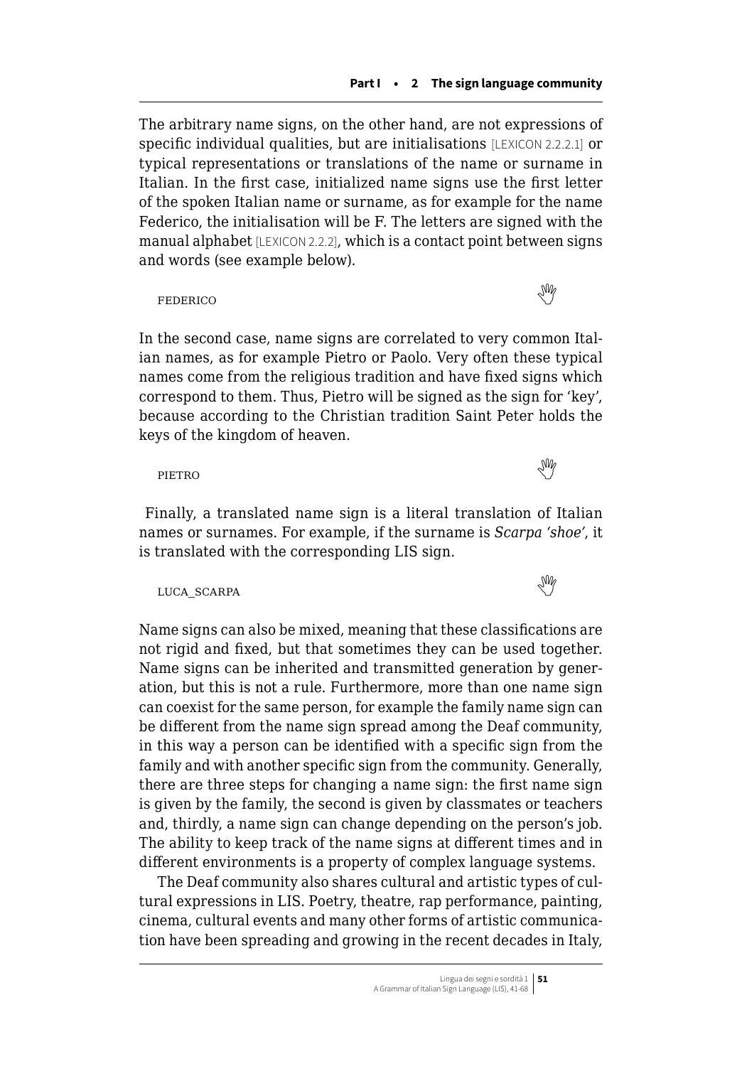The arbitrary name signs, on the other hand, are not expressions of specific individual qualities, but are initialisations [LEXICON 2.2.2.1] or typical representations or translations of the name or surname in Italian. In the first case, initialized name signs use the first letter of the spoken Italian name or surname, as for example for the name Federico, the initialisation will be F. The letters are signed with the manual alphabet [LEXICON 2.2.2], which is a contact point between signs and words (see example below).

FEDERICO

In the second case, name signs are correlated to very common Italian names, as for example Pietro or Paolo. Very often these typical names come from the religious tradition and have fixed signs which correspond to them. Thus, Pietro will be signed as the sign for 'key', because according to the Christian tradition Saint Peter holds the keys of the kingdom of heaven.

PIETRO

Finally, a translated name sign is a literal translation of Italian names or surnames. For example, if the surname is *Scarpa 'shoe'*, it is translated with the corresponding LIS sign.

LUCA_SCARPA

Name signs can also be mixed, meaning that these classifications are not rigid and fixed, but that sometimes they can be used together. Name signs can be inherited and transmitted generation by generation, but this is not a rule. Furthermore, more than one name sign can coexist for the same person, for example the family name sign can be different from the name sign spread among the Deaf community, in this way a person can be identified with a specific sign from the family and with another specific sign from the community. Generally, there are three steps for changing a name sign: the first name sign is given by the family, the second is given by classmates or teachers and, thirdly, a name sign can change depending on the person's job. The ability to keep track of the name signs at different times and in different environments is a property of complex language systems.

The Deaf community also shares cultural and artistic types of cultural expressions in LIS. Poetry, theatre, rap performance, painting, cinema, cultural events and many other forms of artistic communication have been spreading and growing in the recent decades in Italy,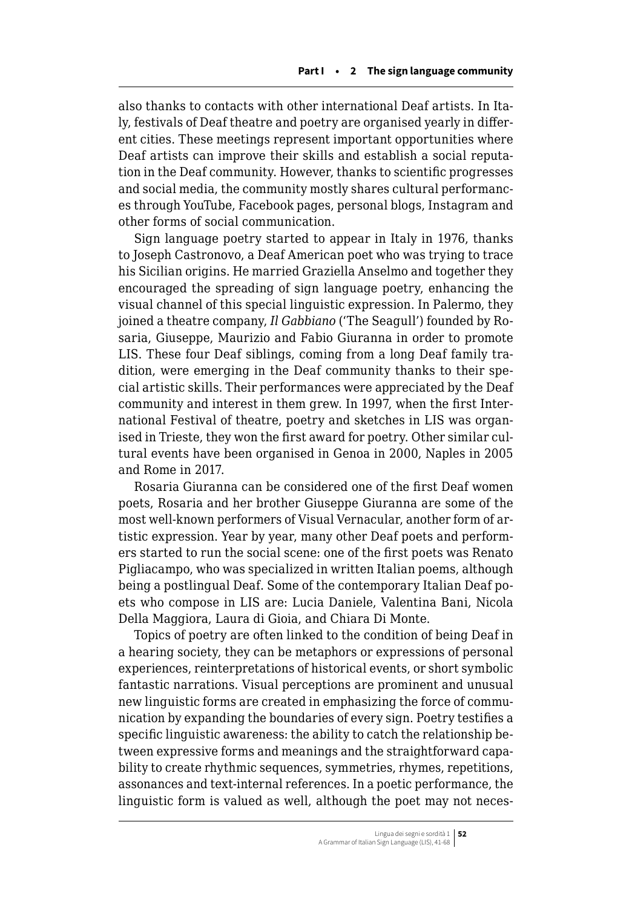also thanks to contacts with other international Deaf artists. In Italy, festivals of Deaf theatre and poetry are organised yearly in different cities. These meetings represent important opportunities where Deaf artists can improve their skills and establish a social reputation in the Deaf community. However, thanks to scientific progresses and social media, the community mostly shares cultural performances through YouTube, Facebook pages, personal blogs, Instagram and other forms of social communication.

Sign language poetry started to appear in Italy in 1976, thanks to Joseph Castronovo, a Deaf American poet who was trying to trace his Sicilian origins. He married Graziella Anselmo and together they encouraged the spreading of sign language poetry, enhancing the visual channel of this special linguistic expression. In Palermo, they joined a theatre company, *Il Gabbiano* ('The Seagull') founded by Rosaria, Giuseppe, Maurizio and Fabio Giuranna in order to promote LIS. These four Deaf siblings, coming from a long Deaf family tradition, were emerging in the Deaf community thanks to their special artistic skills. Their performances were appreciated by the Deaf community and interest in them grew. In 1997, when the first International Festival of theatre, poetry and sketches in LIS was organised in Trieste, they won the first award for poetry. Other similar cultural events have been organised in Genoa in 2000, Naples in 2005 and Rome in 2017.

Rosaria Giuranna can be considered one of the first Deaf women poets, Rosaria and her brother Giuseppe Giuranna are some of the most well-known performers of Visual Vernacular, another form of artistic expression. Year by year, many other Deaf poets and performers started to run the social scene: one of the first poets was Renato Pigliacampo, who was specialized in written Italian poems, although being a postlingual Deaf. Some of the contemporary Italian Deaf poets who compose in LIS are: Lucia Daniele, Valentina Bani, Nicola Della Maggiora, Laura di Gioia, and Chiara Di Monte.

Topics of poetry are often linked to the condition of being Deaf in a hearing society, they can be metaphors or expressions of personal experiences, reinterpretations of historical events, or short symbolic fantastic narrations. Visual perceptions are prominent and unusual new linguistic forms are created in emphasizing the force of communication by expanding the boundaries of every sign. Poetry testifies a specific linguistic awareness: the ability to catch the relationship between expressive forms and meanings and the straightforward capability to create rhythmic sequences, symmetries, rhymes, repetitions, assonances and text-internal references. In a poetic performance, the linguistic form is valued as well, although the poet may not neces-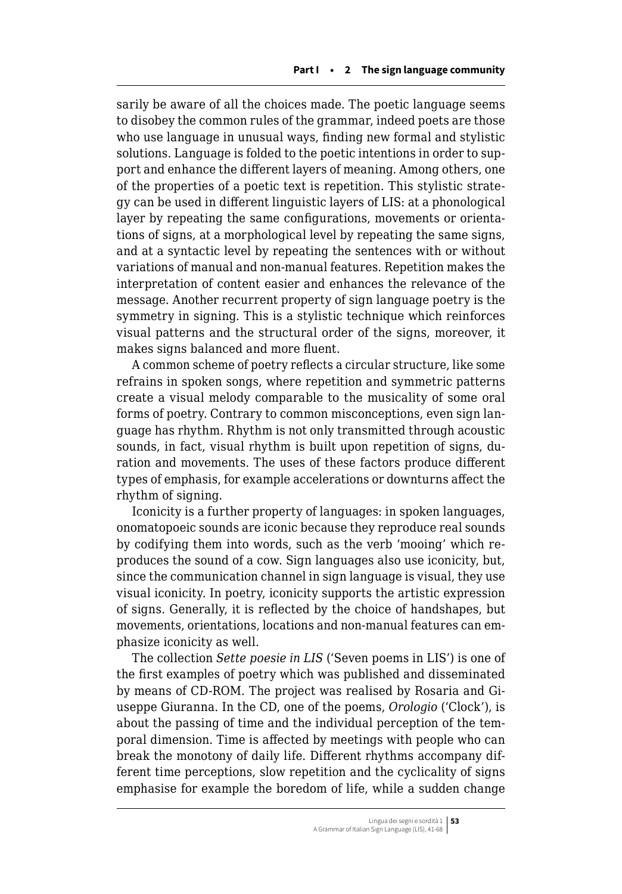sarily be aware of all the choices made. The poetic language seems to disobey the common rules of the grammar, indeed poets are those who use language in unusual ways, finding new formal and stylistic solutions. Language is folded to the poetic intentions in order to support and enhance the different layers of meaning. Among others, one of the properties of a poetic text is repetition. This stylistic strategy can be used in different linguistic layers of LIS: at a phonological layer by repeating the same configurations, movements or orientations of signs, at a morphological level by repeating the same signs, and at a syntactic level by repeating the sentences with or without variations of manual and non-manual features. Repetition makes the interpretation of content easier and enhances the relevance of the message. Another recurrent property of sign language poetry is the symmetry in signing. This is a stylistic technique which reinforces visual patterns and the structural order of the signs, moreover, it makes signs balanced and more fluent.

A common scheme of poetry reflects a circular structure, like some refrains in spoken songs, where repetition and symmetric patterns create a visual melody comparable to the musicality of some oral forms of poetry. Contrary to common misconceptions, even sign language has rhythm. Rhythm is not only transmitted through acoustic sounds, in fact, visual rhythm is built upon repetition of signs, duration and movements. The uses of these factors produce different types of emphasis, for example accelerations or downturns affect the rhythm of signing.

Iconicity is a further property of languages: in spoken languages, onomatopoeic sounds are iconic because they reproduce real sounds by codifying them into words, such as the verb 'mooing' which reproduces the sound of a cow. Sign languages also use iconicity, but, since the communication channel in sign language is visual, they use visual iconicity. In poetry, iconicity supports the artistic expression of signs. Generally, it is reflected by the choice of handshapes, but movements, orientations, locations and non-manual features can emphasize iconicity as well.

The collection *Sette poesie in LIS* ('Seven poems in LIS') is one of the first examples of poetry which was published and disseminated by means of CD-ROM. The project was realised by Rosaria and Giuseppe Giuranna. In the CD, one of the poems, *Orologio* ('Clock'), is about the passing of time and the individual perception of the temporal dimension. Time is affected by meetings with people who can break the monotony of daily life. Different rhythms accompany different time perceptions, slow repetition and the cyclicality of signs emphasise for example the boredom of life, while a sudden change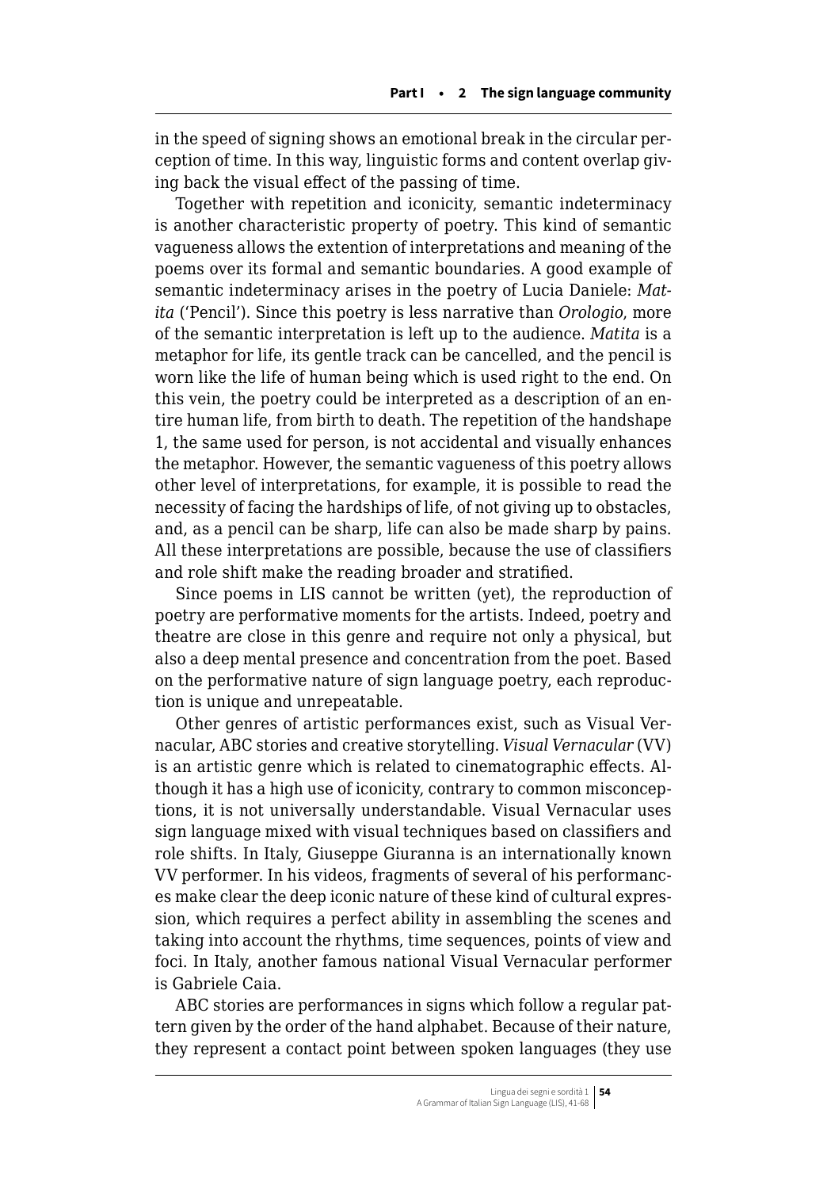in the speed of signing shows an emotional break in the circular perception of time. In this way, linguistic forms and content overlap giving back the visual effect of the passing of time.

Together with repetition and iconicity, semantic indeterminacy is another characteristic property of poetry. This kind of semantic vagueness allows the extention of interpretations and meaning of the poems over its formal and semantic boundaries. A good example of semantic indeterminacy arises in the poetry of Lucia Daniele: *Matita* ('Pencil'). Since this poetry is less narrative than *Orologio*, more of the semantic interpretation is left up to the audience. *Matita* is a metaphor for life, its gentle track can be cancelled, and the pencil is worn like the life of human being which is used right to the end. On this vein, the poetry could be interpreted as a description of an entire human life, from birth to death. The repetition of the handshape 1, the same used for person, is not accidental and visually enhances the metaphor. However, the semantic vagueness of this poetry allows other level of interpretations, for example, it is possible to read the necessity of facing the hardships of life, of not giving up to obstacles, and, as a pencil can be sharp, life can also be made sharp by pains. All these interpretations are possible, because the use of classifiers and role shift make the reading broader and stratified.

Since poems in LIS cannot be written (yet), the reproduction of poetry are performative moments for the artists. Indeed, poetry and theatre are close in this genre and require not only a physical, but also a deep mental presence and concentration from the poet. Based on the performative nature of sign language poetry, each reproduction is unique and unrepeatable.

Other genres of artistic performances exist, such as Visual Vernacular, ABC stories and creative storytelling. *Visual Vernacular* (VV) is an artistic genre which is related to cinematographic effects. Although it has a high use of iconicity, contrary to common misconceptions, it is not universally understandable. Visual Vernacular uses sign language mixed with visual techniques based on classifiers and role shifts. In Italy, Giuseppe Giuranna is an internationally known VV performer. In his videos, fragments of several of his performances make clear the deep iconic nature of these kind of cultural expression, which requires a perfect ability in assembling the scenes and taking into account the rhythms, time sequences, points of view and foci. In Italy, another famous national Visual Vernacular performer is Gabriele Caia.

ABC stories are performances in signs which follow a regular pattern given by the order of the hand alphabet. Because of their nature, they represent a contact point between spoken languages (they use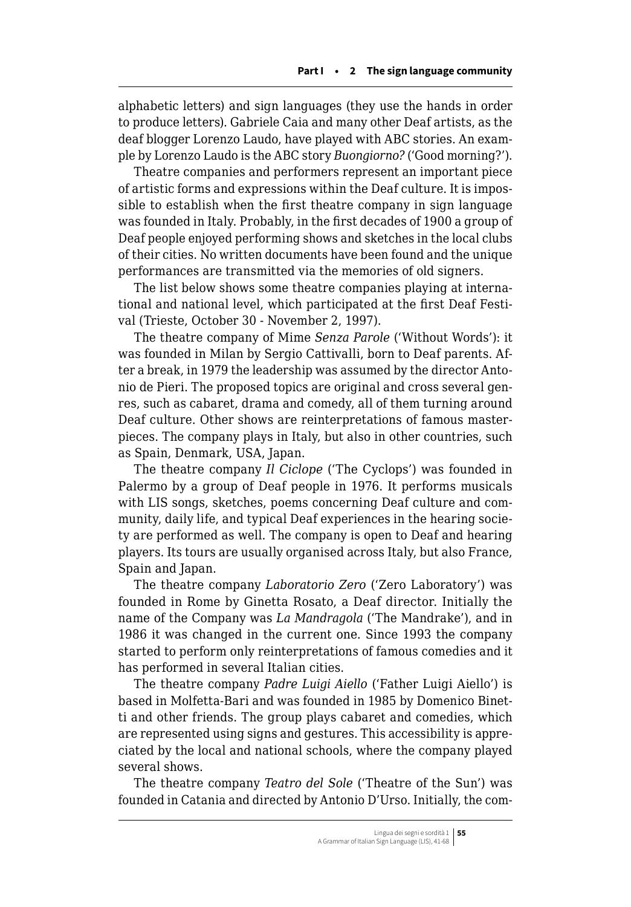alphabetic letters) and sign languages (they use the hands in order to produce letters). Gabriele Caia and many other Deaf artists, as the deaf blogger Lorenzo Laudo, have played with ABC stories. An example by Lorenzo Laudo is the ABC story *Buongiorno?* ('Good morning?').

Theatre companies and performers represent an important piece of artistic forms and expressions within the Deaf culture. It is impossible to establish when the first theatre company in sign language was founded in Italy. Probably, in the first decades of 1900 a group of Deaf people enjoyed performing shows and sketches in the local clubs of their cities. No written documents have been found and the unique performances are transmitted via the memories of old signers.

The list below shows some theatre companies playing at international and national level, which participated at the first Deaf Festival (Trieste, October 30 - November 2, 1997).

The theatre company of Mime *Senza Parole* ('Without Words'): it was founded in Milan by Sergio Cattivalli, born to Deaf parents. After a break, in 1979 the leadership was assumed by the director Antonio de Pieri. The proposed topics are original and cross several genres, such as cabaret, drama and comedy, all of them turning around Deaf culture. Other shows are reinterpretations of famous masterpieces. The company plays in Italy, but also in other countries, such as Spain, Denmark, USA, Japan.

The theatre company *Il Ciclope* ('The Cyclops') was founded in Palermo by a group of Deaf people in 1976. It performs musicals with LIS songs, sketches, poems concerning Deaf culture and community, daily life, and typical Deaf experiences in the hearing society are performed as well. The company is open to Deaf and hearing players. Its tours are usually organised across Italy, but also France, Spain and Japan.

The theatre company *Laboratorio Zero* ('Zero Laboratory') was founded in Rome by Ginetta Rosato, a Deaf director. Initially the name of the Company was *La Mandragola* ('The Mandrake'), and in 1986 it was changed in the current one. Since 1993 the company started to perform only reinterpretations of famous comedies and it has performed in several Italian cities.

The theatre company *Padre Luigi Aiello* ('Father Luigi Aiello') is based in Molfetta-Bari and was founded in 1985 by Domenico Binetti and other friends. The group plays cabaret and comedies, which are represented using signs and gestures. This accessibility is appreciated by the local and national schools, where the company played several shows.

The theatre company *Teatro del Sole* ('Theatre of the Sun') was founded in Catania and directed by Antonio D'Urso. Initially, the com-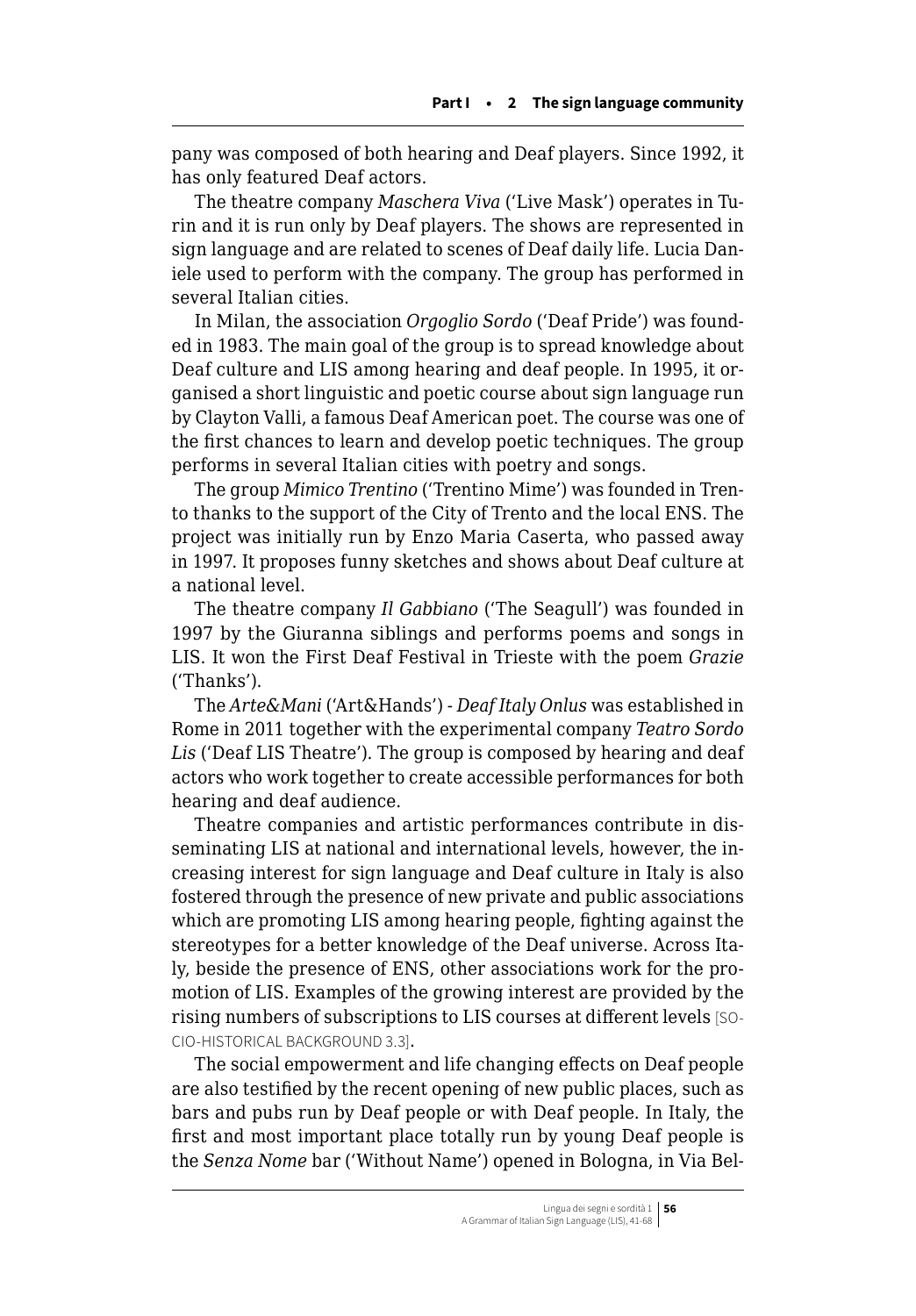pany was composed of both hearing and Deaf players. Since 1992, it has only featured Deaf actors.

The theatre company *Maschera Viva* ('Live Mask') operates in Turin and it is run only by Deaf players. The shows are represented in sign language and are related to scenes of Deaf daily life. Lucia Daniele used to perform with the company. The group has performed in several Italian cities.

In Milan, the association *Orgoglio Sordo* ('Deaf Pride') was founded in 1983. The main goal of the group is to spread knowledge about Deaf culture and LIS among hearing and deaf people. In 1995, it organised a short linguistic and poetic course about sign language run by Clayton Valli, a famous Deaf American poet. The course was one of the first chances to learn and develop poetic techniques. The group performs in several Italian cities with poetry and songs.

The group *Mimico Trentino* ('Trentino Mime') was founded in Trento thanks to the support of the City of Trento and the local ENS. The project was initially run by Enzo Maria Caserta, who passed away in 1997. It proposes funny sketches and shows about Deaf culture at a national level.

The theatre company *Il Gabbiano* ('The Seagull') was founded in 1997 by the Giuranna siblings and performs poems and songs in LIS. It won the First Deaf Festival in Trieste with the poem *Grazie* ('Thanks').

The *Arte&Mani* ('Art&Hands') - *Deaf Italy Onlus* was established in Rome in 2011 together with the experimental company *Teatro Sordo Lis* ('Deaf LIS Theatre'). The group is composed by hearing and deaf actors who work together to create accessible performances for both hearing and deaf audience.

Theatre companies and artistic performances contribute in disseminating LIS at national and international levels, however, the increasing interest for sign language and Deaf culture in Italy is also fostered through the presence of new private and public associations which are promoting LIS among hearing people, fighting against the stereotypes for a better knowledge of the Deaf universe. Across Italy, beside the presence of ENS, other associations work for the promotion of LIS. Examples of the growing interest are provided by the rising numbers of subscriptions to LIS courses at different levels [SOCIO-HISTORICAL BACKGROUND 3.3].

The social empowerment and life changing effects on Deaf people are also testified by the recent opening of new public places, such as bars and pubs run by Deaf people or with Deaf people. In Italy, the first and most important place totally run by young Deaf people is the *Senza Nome* bar ('Without Name') opened in Bologna, in Via Bel-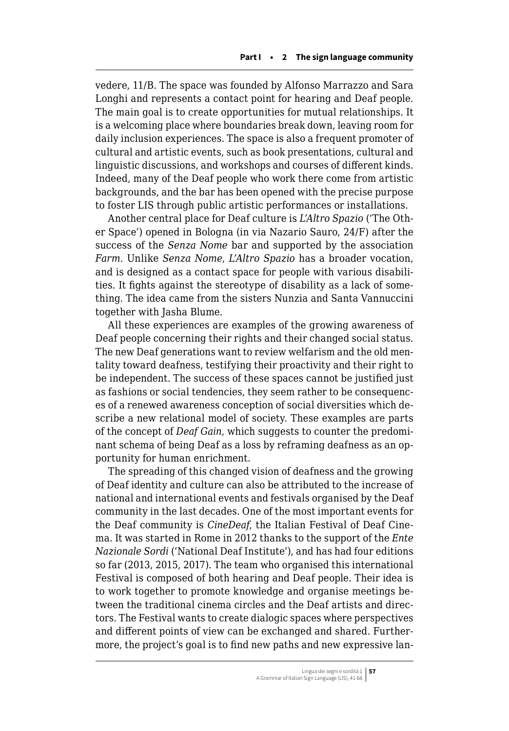vedere, 11/B. The space was founded by Alfonso Marrazzo and Sara Longhi and represents a contact point for hearing and Deaf people. The main goal is to create opportunities for mutual relationships. It is a welcoming place where boundaries break down, leaving room for daily inclusion experiences. The space is also a frequent promoter of cultural and artistic events, such as book presentations, cultural and linguistic discussions, and workshops and courses of different kinds. Indeed, many of the Deaf people who work there come from artistic backgrounds, and the bar has been opened with the precise purpose to foster LIS through public artistic performances or installations.

Another central place for Deaf culture is *L'Altro Spazio* ('The Other Space') opened in Bologna (in via Nazario Sauro, 24/F) after the success of the *Senza Nome* bar and supported by the association *Farm*. Unlike *Senza Nome*, *L'Altro Spazio* has a broader vocation, and is designed as a contact space for people with various disabilities. It fights against the stereotype of disability as a lack of something. The idea came from the sisters Nunzia and Santa Vannuccini together with Jasha Blume.

All these experiences are examples of the growing awareness of Deaf people concerning their rights and their changed social status. The new Deaf generations want to review welfarism and the old mentality toward deafness, testifying their proactivity and their right to be independent. The success of these spaces cannot be justified just as fashions or social tendencies, they seem rather to be consequences of a renewed awareness conception of social diversities which describe a new relational model of society. These examples are parts of the concept of *Deaf Gain*, which suggests to counter the predominant schema of being Deaf as a loss by reframing deafness as an opportunity for human enrichment.

The spreading of this changed vision of deafness and the growing of Deaf identity and culture can also be attributed to the increase of national and international events and festivals organised by the Deaf community in the last decades. One of the most important events for the Deaf community is *CineDeaf*, the Italian Festival of Deaf Cinema. It was started in Rome in 2012 thanks to the support of the *Ente Nazionale Sordi* ('National Deaf Institute'), and has had four editions so far (2013, 2015, 2017). The team who organised this international Festival is composed of both hearing and Deaf people. Their idea is to work together to promote knowledge and organise meetings between the traditional cinema circles and the Deaf artists and directors. The Festival wants to create dialogic spaces where perspectives and different points of view can be exchanged and shared. Furthermore, the project's goal is to find new paths and new expressive lan-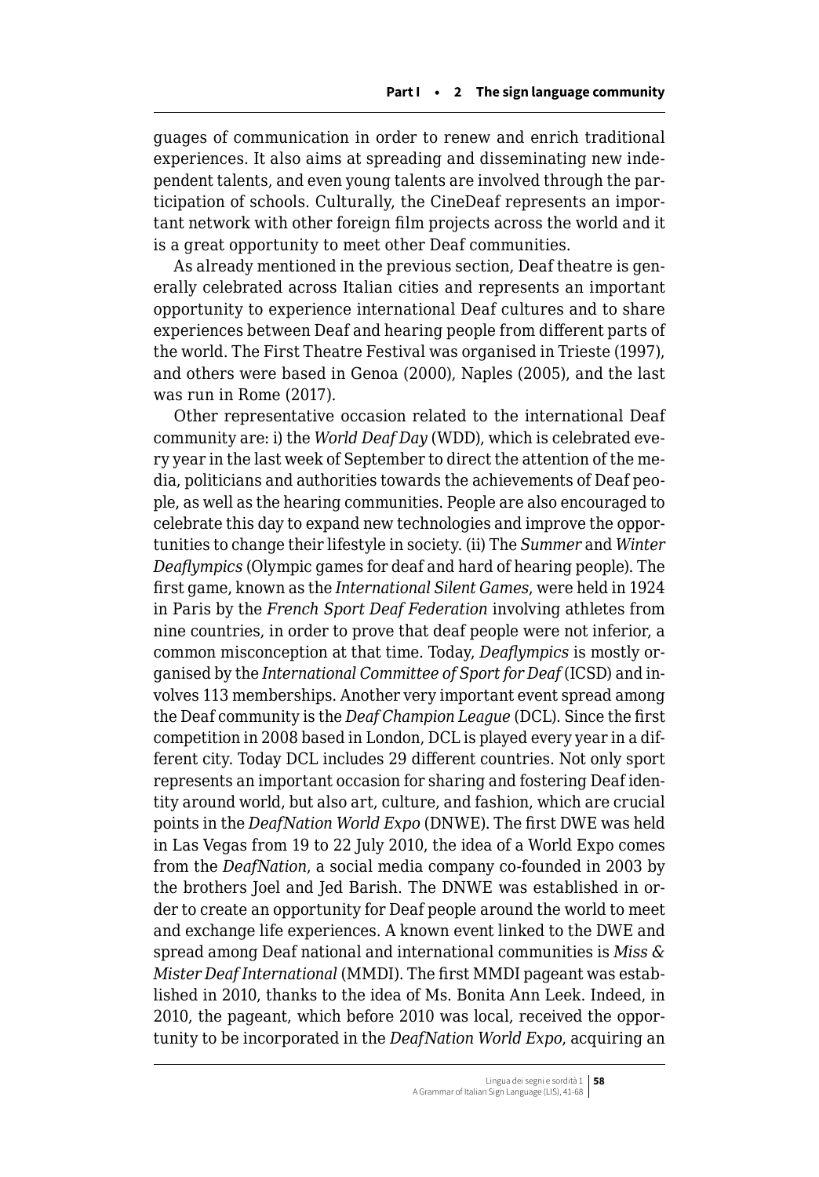guages of communication in order to renew and enrich traditional experiences. It also aims at spreading and disseminating new independent talents, and even young talents are involved through the participation of schools. Culturally, the CineDeaf represents an important network with other foreign film projects across the world and it is a great opportunity to meet other Deaf communities.

As already mentioned in the previous section, Deaf theatre is generally celebrated across Italian cities and represents an important opportunity to experience international Deaf cultures and to share experiences between Deaf and hearing people from different parts of the world. The First Theatre Festival was organised in Trieste (1997), and others were based in Genoa (2000), Naples (2005), and the last was run in Rome (2017).

Other representative occasion related to the international Deaf community are: i) the *World Deaf Day* (WDD), which is celebrated every year in the last week of September to direct the attention of the media, politicians and authorities towards the achievements of Deaf people, as well as the hearing communities. People are also encouraged to celebrate this day to expand new technologies and improve the opportunities to change their lifestyle in society. (ii) The *Summer* and *Winter Deaflympics* (Olympic games for deaf and hard of hearing people). The first game, known as the *International Silent Games*, were held in 1924 in Paris by the *French Sport Deaf Federation* involving athletes from nine countries, in order to prove that deaf people were not inferior, a common misconception at that time. Today, *Deaflympics* is mostly organised by the *International Committee of Sport for Deaf* (ICSD) and involves 113 memberships. Another very important event spread among the Deaf community is the *Deaf Champion League* (DCL). Since the first competition in 2008 based in London, DCL is played every year in a different city. Today DCL includes 29 different countries. Not only sport represents an important occasion for sharing and fostering Deaf identity around world, but also art, culture, and fashion, which are crucial points in the *DeafNation World Expo* (DNWE). The first DWE was held in Las Vegas from 19 to 22 July 2010, the idea of a World Expo comes from the *DeafNation*, a social media company co-founded in 2003 by the brothers Joel and Jed Barish. The DNWE was established in order to create an opportunity for Deaf people around the world to meet and exchange life experiences. A known event linked to the DWE and spread among Deaf national and international communities is *Miss & Mister Deaf International* (MMDI). The first MMDI pageant was established in 2010, thanks to the idea of Ms. Bonita Ann Leek. Indeed, in 2010, the pageant, which before 2010 was local, received the opportunity to be incorporated in the *DeafNation World Expo*, acquiring an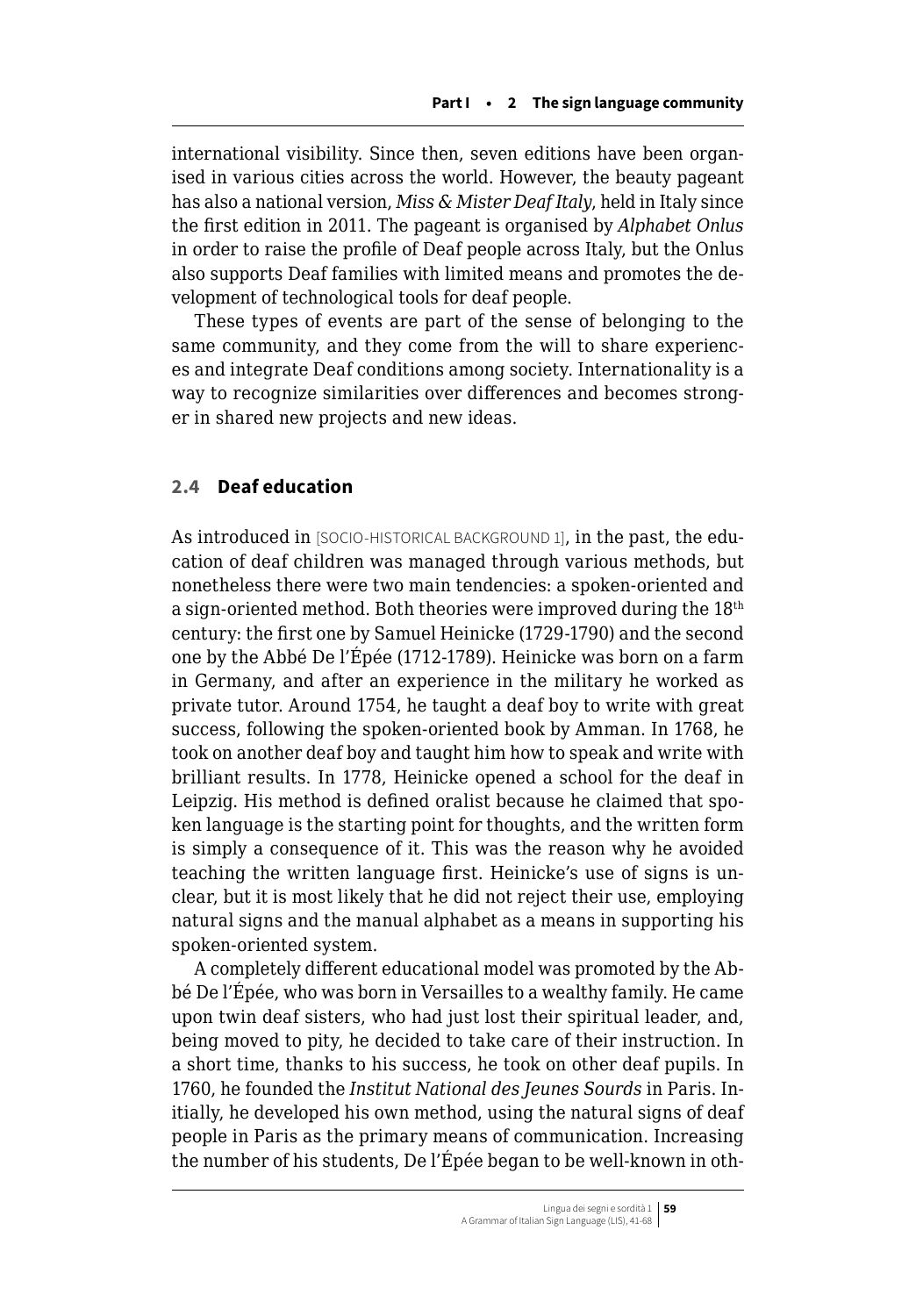international visibility. Since then, seven editions have been organised in various cities across the world. However, the beauty pageant has also a national version, *Miss & Mister Deaf Italy*, held in Italy since the first edition in 2011. The pageant is organised by *Alphabet Onlus* in order to raise the profile of Deaf people across Italy, but the Onlus also supports Deaf families with limited means and promotes the development of technological tools for deaf people.

These types of events are part of the sense of belonging to the same community, and they come from the will to share experiences and integrate Deaf conditions among society. Internationality is a way to recognize similarities over differences and becomes stronger in shared new projects and new ideas.

## 2.4 Deaf education

As introduced in [SOCIO-HISTORICAL BACKGROUND 1], in the past, the education of deaf children was managed through various methods, but nonetheless there were two main tendencies: a spoken-oriented and a sign-oriented method. Both theories were improved during the 18th century: the first one by Samuel Heinicke (1729-1790) and the second one by the Abbé De l'Épée (1712-1789). Heinicke was born on a farm in Germany, and after an experience in the military he worked as private tutor. Around 1754, he taught a deaf boy to write with great success, following the spoken-oriented book by Amman. In 1768, he took on another deaf boy and taught him how to speak and write with brilliant results. In 1778, Heinicke opened a school for the deaf in Leipzig. His method is defined oralist because he claimed that spoken language is the starting point for thoughts, and the written form is simply a consequence of it. This was the reason why he avoided teaching the written language first. Heinicke's use of signs is unclear, but it is most likely that he did not reject their use, employing natural signs and the manual alphabet as a means in supporting his spoken-oriented system.

A completely different educational model was promoted by the Abbé De l'Épée, who was born in Versailles to a wealthy family. He came upon twin deaf sisters, who had just lost their spiritual leader, and, being moved to pity, he decided to take care of their instruction. In a short time, thanks to his success, he took on other deaf pupils. In 1760, he founded the *Institut National des Jeunes Sourds* in Paris. Initially, he developed his own method, using the natural signs of deaf people in Paris as the primary means of communication. Increasing the number of his students, De l'Épée began to be well-known in oth-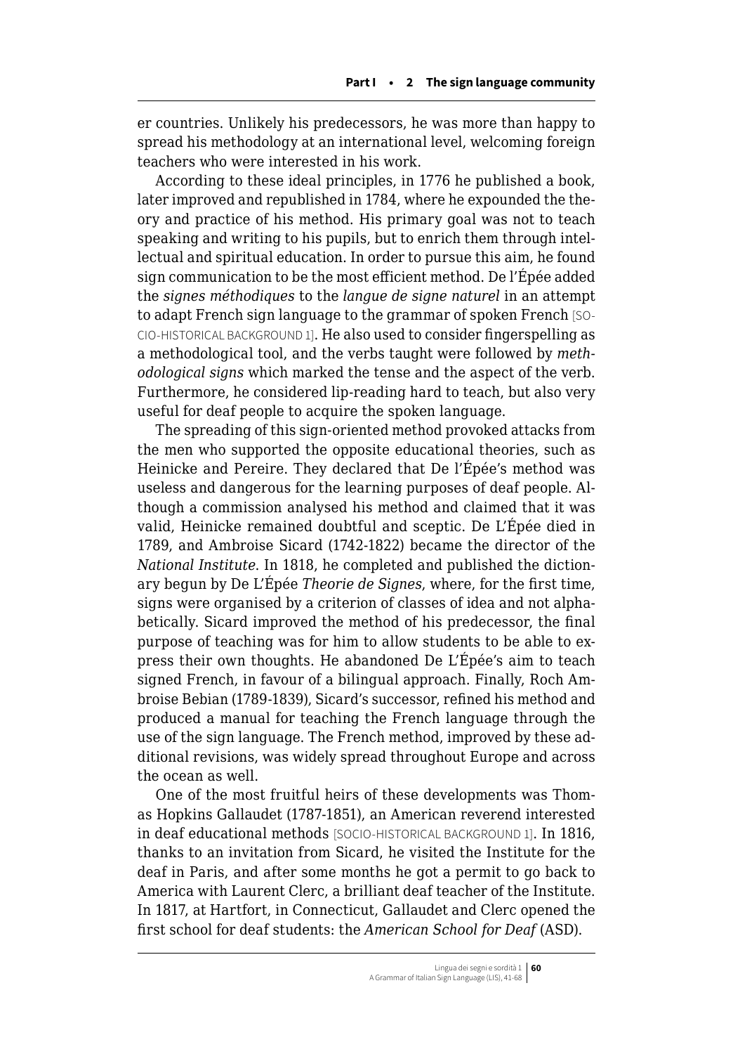er countries. Unlikely his predecessors, he was more than happy to spread his methodology at an international level, welcoming foreign teachers who were interested in his work.

According to these ideal principles, in 1776 he published a book, later improved and republished in 1784, where he expounded the theory and practice of his method. His primary goal was not to teach speaking and writing to his pupils, but to enrich them through intellectual and spiritual education. In order to pursue this aim, he found sign communication to be the most efficient method. De l'Épée added the *signes méthodiques* to the *langue de signe naturel* in an attempt to adapt French sign language to the grammar of spoken French [SOCIO-HISTORICAL BACKGROUND 1]. He also used to consider fingerspelling as a methodological tool, and the verbs taught were followed by *methodological signs* which marked the tense and the aspect of the verb. Furthermore, he considered lip-reading hard to teach, but also very useful for deaf people to acquire the spoken language.

The spreading of this sign-oriented method provoked attacks from the men who supported the opposite educational theories, such as Heinicke and Pereire. They declared that De l'Épée's method was useless and dangerous for the learning purposes of deaf people. Although a commission analysed his method and claimed that it was valid, Heinicke remained doubtful and sceptic. De L'Épée died in 1789, and Ambroise Sicard (1742-1822) became the director of the *National Institute*. In 1818, he completed and published the dictionary begun by De L'Épée *Theorie de Signes*, where, for the first time, signs were organised by a criterion of classes of idea and not alphabetically. Sicard improved the method of his predecessor, the final purpose of teaching was for him to allow students to be able to express their own thoughts. He abandoned De L'Épée's aim to teach signed French, in favour of a bilingual approach. Finally, Roch Ambroise Bebian (1789-1839), Sicard's successor, refined his method and produced a manual for teaching the French language through the use of the sign language. The French method, improved by these additional revisions, was widely spread throughout Europe and across the ocean as well.

One of the most fruitful heirs of these developments was Thomas Hopkins Gallaudet (1787-1851), an American reverend interested in deaf educational methods [SOCIO-HISTORICAL BACKGROUND 1]. In 1816, thanks to an invitation from Sicard, he visited the Institute for the deaf in Paris, and after some months he got a permit to go back to America with Laurent Clerc, a brilliant deaf teacher of the Institute. In 1817, at Hartfort, in Connecticut, Gallaudet and Clerc opened the first school for deaf students: the *American School for Deaf* (ASD).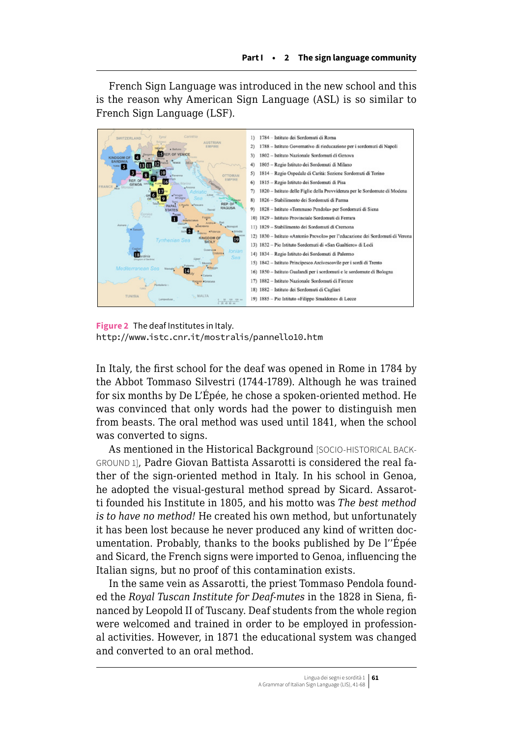French Sign Language was introduced in the new school and this is the reason why American Sign Language (ASL) is so similar to French Sign Language (LSF).

1) 1784 – Istituto dei Sordomuti di Roma
2) 1788 – Istituto Governativo di rieducazione per i sordomuti di Napoli
3) 1802 – Istituto Nazionale Sordomuti di Genova
4) 1805 – Regio Istituto dei Sordomuti di Milano
5) 1814 – Regio Ospedale di Carità: Sezione Sordomuti di Torino
6) 1815 – Regio Istituto dei Sordomuti di Pisa
7) 1820 – Istituto delle Figlie della Provvidenza per le Sordomute di Modena
8) 1826 – Stabilimento dei Sordomuti di Parma
9) 1828 – Istituto «Tommaso Pendola» per Sordomuti di Siena
10) 1829 – Istituto Provinciale Sordomuti di Ferrara
11) 1829 – Stabilimento dei Sordomuti di Cremona
12) 1830 – Istituto «Antonio Provolo» per l'educazione dei Sordomuti di Verona
13) 1832 – Pio Istituto Sordomuti di «San Gualtiero» di Lodi
14) 1834 – Regio Istituto dei Sordomuti di Palermo
15) 1842 – Istituto Principesco Arcivescovile per i sordi di Trento
16) 1850 – Istituto Gualandi per i sordomuti e le sordomute di Bologna
17) 1882 – Istituto Nazionale Sordomuti di Firenze
18) 1882 – Istituto dei Sordomuti di Cagliari
19) 1885 – Pio Istituto «Filippo Smaldone» di Lecce

**Figure 2** The deaf Institutes in Italy.
http://www.istc.cnr.it/mostralis/pannello10.htm

In Italy, the first school for the deaf was opened in Rome in 1784 by the Abbot Tommaso Silvestri (1744-1789). Although he was trained for six months by De L'Épée, he chose a spoken-oriented method. He was convinced that only words had the power to distinguish men from beasts. The oral method was used until 1841, when the school was converted to signs.

As mentioned in the Historical Background [SOCIO-HISTORICAL BACKGROUND 1], Padre Giovan Battista Assarotti is considered the real father of the sign-oriented method in Italy. In his school in Genoa, he adopted the visual-gestural method spread by Sicard. Assarotti founded his Institute in 1805, and his motto was *The best method is to have no method!* He created his own method, but unfortunately it has been lost because he never produced any kind of written documentation. Probably, thanks to the books published by De l''Épée and Sicard, the French signs were imported to Genoa, influencing the Italian signs, but no proof of this contamination exists.

In the same vein as Assarotti, the priest Tommaso Pendola founded the *Royal Tuscan Institute for Deaf-mutes* in the 1828 in Siena, financed by Leopold II of Tuscany. Deaf students from the whole region were welcomed and trained in order to be employed in professional activities. However, in 1871 the educational system was changed and converted to an oral method.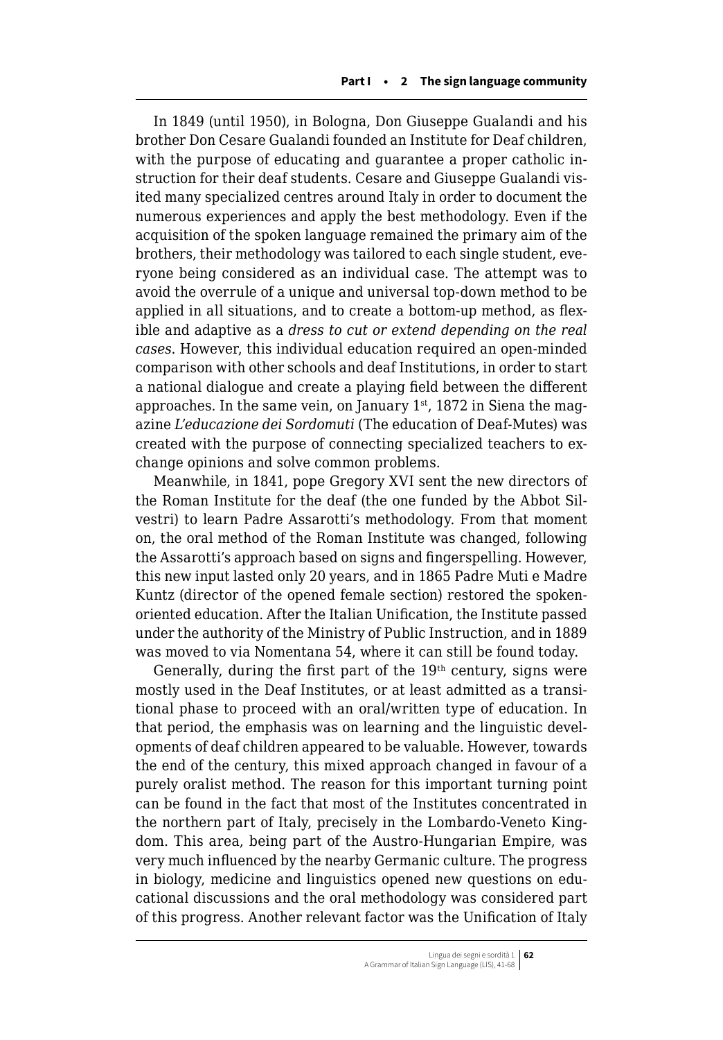In 1849 (until 1950), in Bologna, Don Giuseppe Gualandi and his brother Don Cesare Gualandi founded an Institute for Deaf children, with the purpose of educating and guarantee a proper catholic instruction for their deaf students. Cesare and Giuseppe Gualandi visited many specialized centres around Italy in order to document the numerous experiences and apply the best methodology. Even if the acquisition of the spoken language remained the primary aim of the brothers, their methodology was tailored to each single student, everyone being considered as an individual case. The attempt was to avoid the overrule of a unique and universal top-down method to be applied in all situations, and to create a bottom-up method, as flexible and adaptive as a *dress to cut or extend depending on the real cases*. However, this individual education required an open-minded comparison with other schools and deaf Institutions, in order to start a national dialogue and create a playing field between the different approaches. In the same vein, on January 1st, 1872 in Siena the magazine *L'educazione dei Sordomuti* (The education of Deaf-Mutes) was created with the purpose of connecting specialized teachers to exchange opinions and solve common problems.

Meanwhile, in 1841, pope Gregory XVI sent the new directors of the Roman Institute for the deaf (the one funded by the Abbot Silvestri) to learn Padre Assarotti's methodology. From that moment on, the oral method of the Roman Institute was changed, following the Assarotti's approach based on signs and fingerspelling. However, this new input lasted only 20 years, and in 1865 Padre Muti e Madre Kuntz (director of the opened female section) restored the spoken-oriented education. After the Italian Unification, the Institute passed under the authority of the Ministry of Public Instruction, and in 1889 was moved to via Nomentana 54, where it can still be found today.

Generally, during the first part of the 19th century, signs were mostly used in the Deaf Institutes, or at least admitted as a transitional phase to proceed with an oral/written type of education. In that period, the emphasis was on learning and the linguistic developments of deaf children appeared to be valuable. However, towards the end of the century, this mixed approach changed in favour of a purely oralist method. The reason for this important turning point can be found in the fact that most of the Institutes concentrated in the northern part of Italy, precisely in the Lombardo-Veneto Kingdom. This area, being part of the Austro-Hungarian Empire, was very much influenced by the nearby Germanic culture. The progress in biology, medicine and linguistics opened new questions on educational discussions and the oral methodology was considered part of this progress. Another relevant factor was the Unification of Italy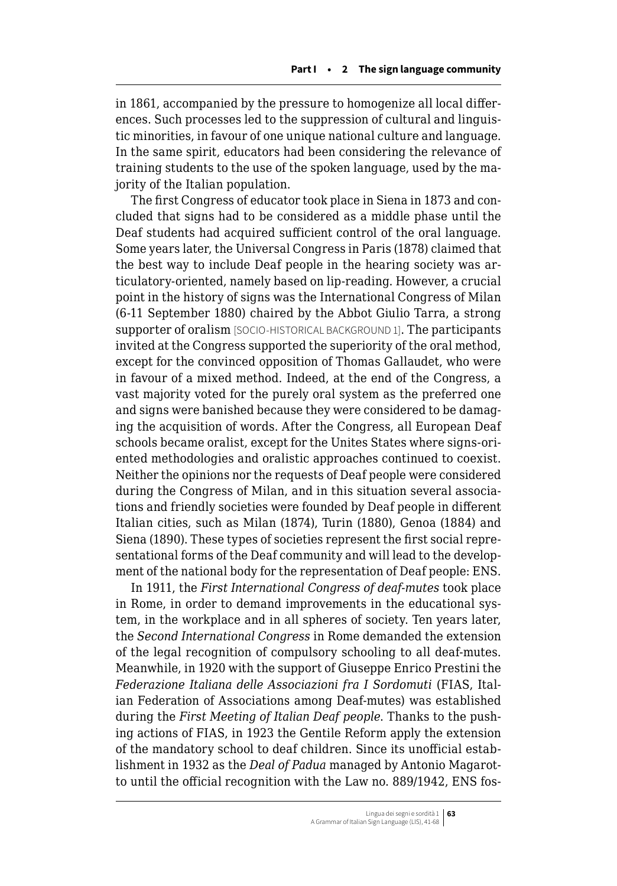in 1861, accompanied by the pressure to homogenize all local differences. Such processes led to the suppression of cultural and linguistic minorities, in favour of one unique national culture and language. In the same spirit, educators had been considering the relevance of training students to the use of the spoken language, used by the majority of the Italian population.

The first Congress of educator took place in Siena in 1873 and concluded that signs had to be considered as a middle phase until the Deaf students had acquired sufficient control of the oral language. Some years later, the Universal Congress in Paris (1878) claimed that the best way to include Deaf people in the hearing society was articulatory-oriented, namely based on lip-reading. However, a crucial point in the history of signs was the International Congress of Milan (6-11 September 1880) chaired by the Abbot Giulio Tarra, a strong supporter of oralism [SOCIO-HISTORICAL BACKGROUND 1]. The participants invited at the Congress supported the superiority of the oral method, except for the convinced opposition of Thomas Gallaudet, who were in favour of a mixed method. Indeed, at the end of the Congress, a vast majority voted for the purely oral system as the preferred one and signs were banished because they were considered to be damaging the acquisition of words. After the Congress, all European Deaf schools became oralist, except for the Unites States where signs-oriented methodologies and oralistic approaches continued to coexist. Neither the opinions nor the requests of Deaf people were considered during the Congress of Milan, and in this situation several associations and friendly societies were founded by Deaf people in different Italian cities, such as Milan (1874), Turin (1880), Genoa (1884) and Siena (1890). These types of societies represent the first social representational forms of the Deaf community and will lead to the development of the national body for the representation of Deaf people: ENS.

In 1911, the *First International Congress of deaf-mutes* took place in Rome, in order to demand improvements in the educational system, in the workplace and in all spheres of society. Ten years later, the *Second International Congress* in Rome demanded the extension of the legal recognition of compulsory schooling to all deaf-mutes. Meanwhile, in 1920 with the support of Giuseppe Enrico Prestini the *Federazione Italiana delle Associazioni fra I Sordomuti* (FIAS, Italian Federation of Associations among Deaf-mutes) was established during the *First Meeting of Italian Deaf people*. Thanks to the pushing actions of FIAS, in 1923 the Gentile Reform apply the extension of the mandatory school to deaf children. Since its unofficial establishment in 1932 as the *Deal of Padua* managed by Antonio Magarotto until the official recognition with the Law no. 889/1942, ENS fos-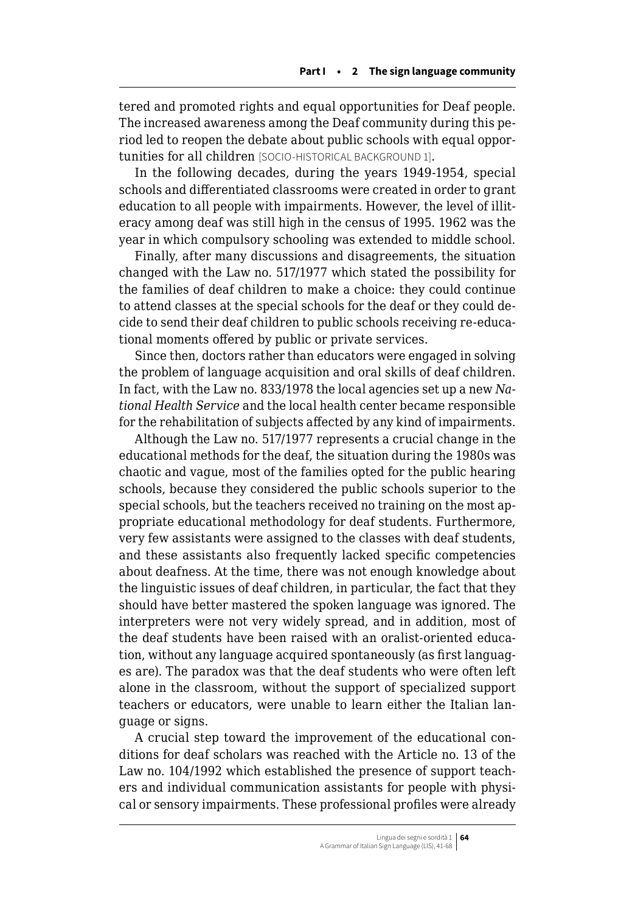tered and promoted rights and equal opportunities for Deaf people. The increased awareness among the Deaf community during this period led to reopen the debate about public schools with equal opportunities for all children [SOCIO-HISTORICAL BACKGROUND 1].

In the following decades, during the years 1949-1954, special schools and differentiated classrooms were created in order to grant education to all people with impairments. However, the level of illiteracy among deaf was still high in the census of 1995. 1962 was the year in which compulsory schooling was extended to middle school.

Finally, after many discussions and disagreements, the situation changed with the Law no. 517/1977 which stated the possibility for the families of deaf children to make a choice: they could continue to attend classes at the special schools for the deaf or they could decide to send their deaf children to public schools receiving re-educational moments offered by public or private services.

Since then, doctors rather than educators were engaged in solving the problem of language acquisition and oral skills of deaf children. In fact, with the Law no. 833/1978 the local agencies set up a new *National Health Service* and the local health center became responsible for the rehabilitation of subjects affected by any kind of impairments.

Although the Law no. 517/1977 represents a crucial change in the educational methods for the deaf, the situation during the 1980s was chaotic and vague, most of the families opted for the public hearing schools, because they considered the public schools superior to the special schools, but the teachers received no training on the most appropriate educational methodology for deaf students. Furthermore, very few assistants were assigned to the classes with deaf students, and these assistants also frequently lacked specific competencies about deafness. At the time, there was not enough knowledge about the linguistic issues of deaf children, in particular, the fact that they should have better mastered the spoken language was ignored. The interpreters were not very widely spread, and in addition, most of the deaf students have been raised with an oralist-oriented education, without any language acquired spontaneously (as first languages are). The paradox was that the deaf students who were often left alone in the classroom, without the support of specialized support teachers or educators, were unable to learn either the Italian language or signs.

A crucial step toward the improvement of the educational conditions for deaf scholars was reached with the Article no. 13 of the Law no. 104/1992 which established the presence of support teachers and individual communication assistants for people with physical or sensory impairments. These professional profiles were already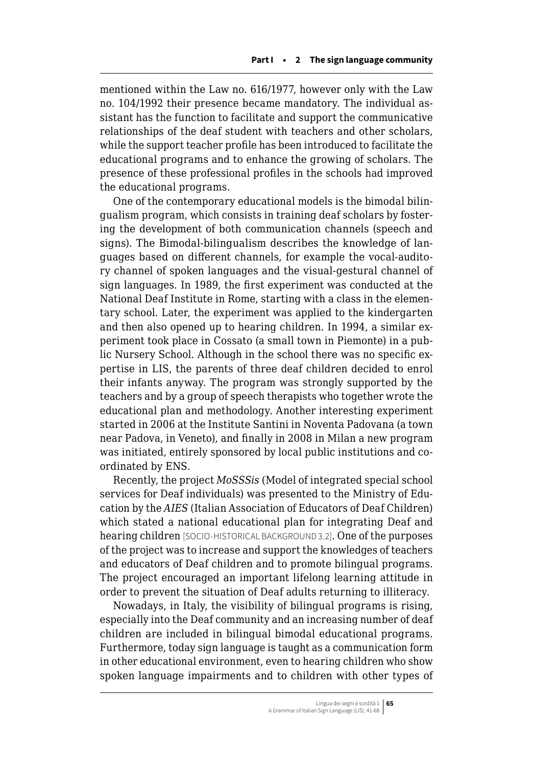mentioned within the Law no. 616/1977, however only with the Law no. 104/1992 their presence became mandatory. The individual assistant has the function to facilitate and support the communicative relationships of the deaf student with teachers and other scholars, while the support teacher profile has been introduced to facilitate the educational programs and to enhance the growing of scholars. The presence of these professional profiles in the schools had improved the educational programs.

One of the contemporary educational models is the bimodal bilingualism program, which consists in training deaf scholars by fostering the development of both communication channels (speech and signs). The Bimodal-bilingualism describes the knowledge of languages based on different channels, for example the vocal-auditory channel of spoken languages and the visual-gestural channel of sign languages. In 1989, the first experiment was conducted at the National Deaf Institute in Rome, starting with a class in the elementary school. Later, the experiment was applied to the kindergarten and then also opened up to hearing children. In 1994, a similar experiment took place in Cossato (a small town in Piemonte) in a public Nursery School. Although in the school there was no specific expertise in LIS, the parents of three deaf children decided to enrol their infants anyway. The program was strongly supported by the teachers and by a group of speech therapists who together wrote the educational plan and methodology. Another interesting experiment started in 2006 at the Institute Santini in Noventa Padovana (a town near Padova, in Veneto), and finally in 2008 in Milan a new program was initiated, entirely sponsored by local public institutions and coordinated by ENS.

Recently, the project *MoSSSis* (Model of integrated special school services for Deaf individuals) was presented to the Ministry of Education by the *AIES* (Italian Association of Educators of Deaf Children) which stated a national educational plan for integrating Deaf and hearing children [SOCIO-HISTORICAL BACKGROUND 3.2]. One of the purposes of the project was to increase and support the knowledges of teachers and educators of Deaf children and to promote bilingual programs. The project encouraged an important lifelong learning attitude in order to prevent the situation of Deaf adults returning to illiteracy.

Nowadays, in Italy, the visibility of bilingual programs is rising, especially into the Deaf community and an increasing number of deaf children are included in bilingual bimodal educational programs. Furthermore, today sign language is taught as a communication form in other educational environment, even to hearing children who show spoken language impairments and to children with other types of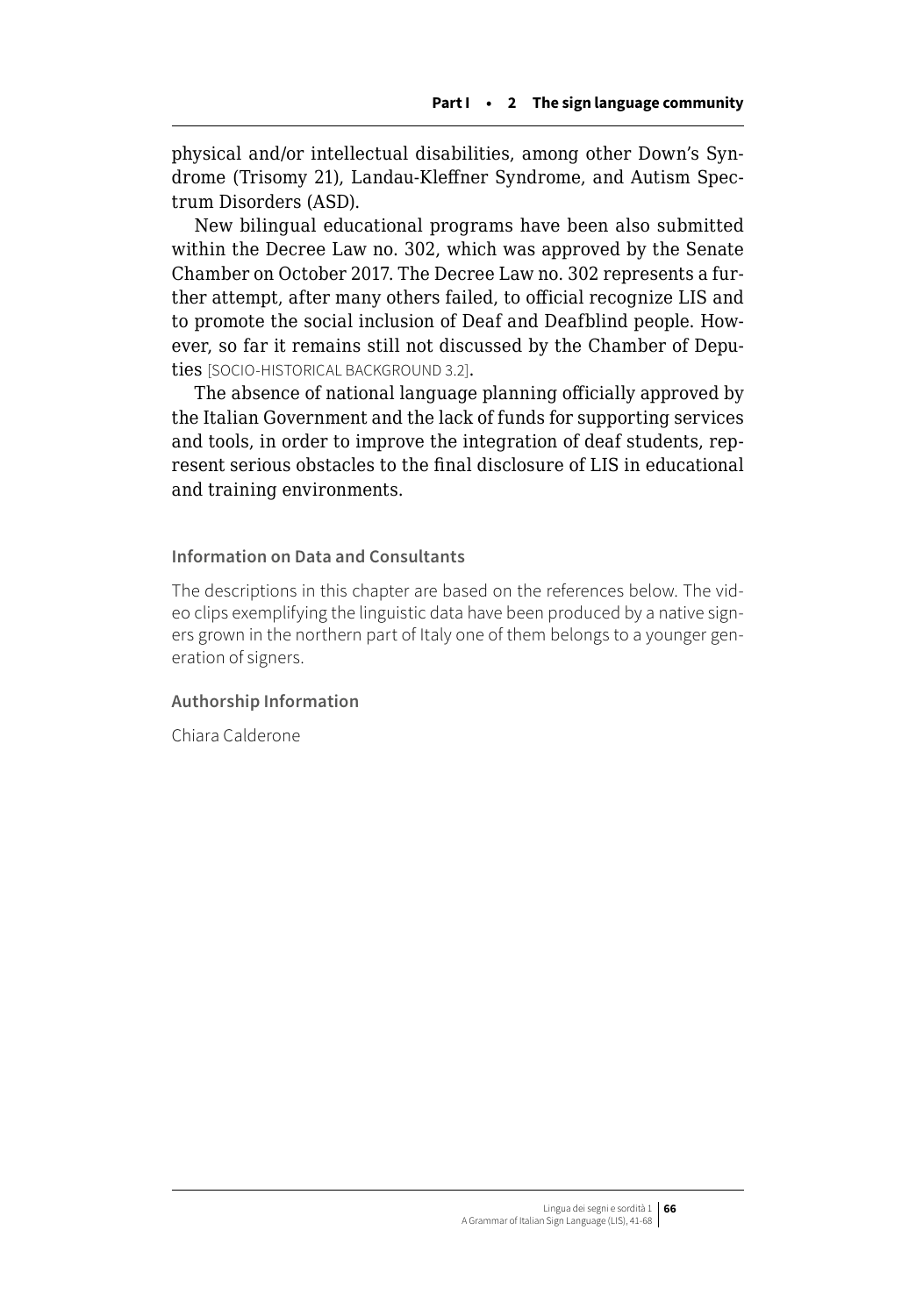physical and/or intellectual disabilities, among other Down's Syndrome (Trisomy 21), Landau-Kleffner Syndrome, and Autism Spectrum Disorders (ASD).

New bilingual educational programs have been also submitted within the Decree Law no. 302, which was approved by the Senate Chamber on October 2017. The Decree Law no. 302 represents a further attempt, after many others failed, to official recognize LIS and to promote the social inclusion of Deaf and Deafblind people. However, so far it remains still not discussed by the Chamber of Deputies [SOCIO-HISTORICAL BACKGROUND 3.2].

The absence of national language planning officially approved by the Italian Government and the lack of funds for supporting services and tools, in order to improve the integration of deaf students, represent serious obstacles to the final disclosure of LIS in educational and training environments.

### Information on Data and Consultants

The descriptions in this chapter are based on the references below. The video clips exemplifying the linguistic data have been produced by a native signers grown in the northern part of Italy one of them belongs to a younger generation of signers.

### Authorship Information

Chiara Calderone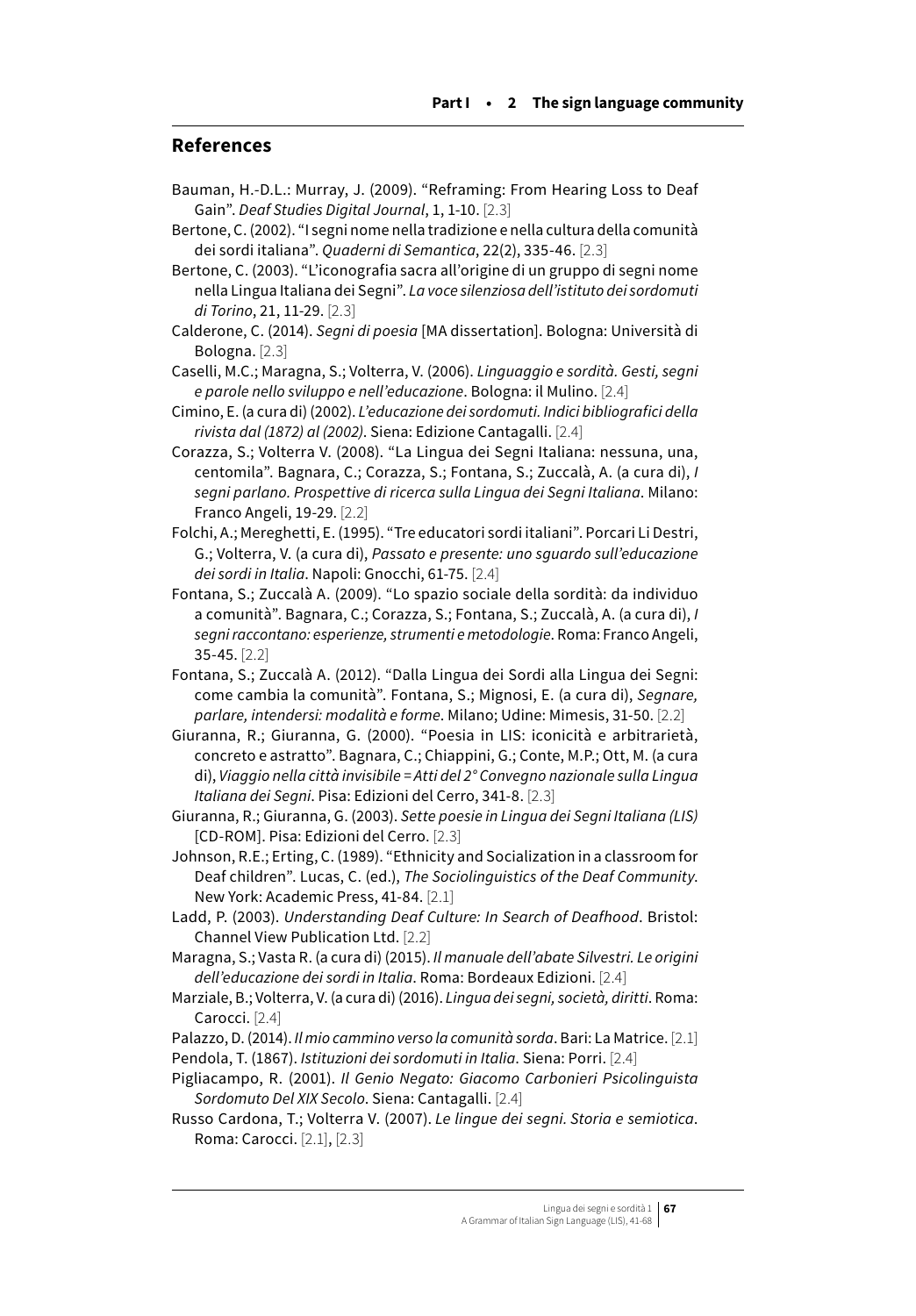## References

Bauman, H.-D.L.: Murray, J. (2009). “Reframing: From Hearing Loss to Deaf Gain”. *Deaf Studies Digital Journal*, 1, 1-10. [2.3]

Bertone, C. (2002). “I segni nome nella tradizione e nella cultura della comunità dei sordi italiana”. *Quaderni di Semantica*, 22(2), 335-46. [2.3]

Bertone, C. (2003). “L’iconografia sacra all’origine di un gruppo di segni nome nella Lingua Italiana dei Segni”. *La voce silenziosa dell’istituto dei sordomuti di Torino*, 21, 11-29. [2.3]

Calderone, C. (2014). *Segni di poesia* [MA dissertation]. Bologna: Università di Bologna. [2.3]

Caselli, M.C.; Maragna, S.; Volterra, V. (2006). *Linguaggio e sordità. Gesti, segni e parole nello sviluppo e nell’educazione*. Bologna: il Mulino. [2.4]

Cimino, E. (a cura di) (2002). *L’educazione dei sordomuti. Indici bibliografici della rivista dal (1872) al (2002)*. Siena: Edizione Cantagalli. [2.4]

Corazza, S.; Volterra V. (2008). “La Lingua dei Segni Italiana: nessuna, una, centomila”. Bagnara, C.; Corazza, S.; Fontana, S.; Zuccalà, A. (a cura di), *I segni parlano. Prospettive di ricerca sulla Lingua dei Segni Italiana*. Milano: Franco Angeli, 19-29. [2.2]

Folchi, A.; Mereghetti, E. (1995). “Tre educatori sordi italiani”. Porcari Li Destri, G.; Volterra, V. (a cura di), *Passato e presente: uno sguardo sull’educazione dei sordi in Italia*. Napoli: Gnocchi, 61-75. [2.4]

Fontana, S.; Zuccalà A. (2009). “Lo spazio sociale della sordità: da individuo a comunità”. Bagnara, C.; Corazza, S.; Fontana, S.; Zuccalà, A. (a cura di), *I segni raccontano: esperienze, strumenti e metodologie*. Roma: Franco Angeli, 35-45. [2.2]

Fontana, S.; Zuccalà A. (2012). “Dalla Lingua dei Sordi alla Lingua dei Segni: come cambia la comunità”. Fontana, S.; Mignosi, E. (a cura di), *Segnare, parlare, intendersi: modalità e forme*. Milano; Udine: Mimesis, 31-50. [2.2]

Giuranna, R.; Giuranna, G. (2000). “Poesia in LIS: iconicità e arbitrarietà, concreto e astratto”. Bagnara, C.; Chiappini, G.; Conte, M.P.; Ott, M. (a cura di), *Viaggio nella città invisibile = Atti del 2° Convegno nazionale sulla Lingua Italiana dei Segni*. Pisa: Edizioni del Cerro, 341-8. [2.3]

Giuranna, R.; Giuranna, G. (2003). *Sette poesie in Lingua dei Segni Italiana (LIS)* [CD-ROM]. Pisa: Edizioni del Cerro. [2.3]

Johnson, R.E.; Erting, C. (1989). “Ethnicity and Socialization in a classroom for Deaf children”. Lucas, C. (ed.), *The Sociolinguistics of the Deaf Community*. New York: Academic Press, 41-84. [2.1]

Ladd, P. (2003). *Understanding Deaf Culture: In Search of Deafhood*. Bristol: Channel View Publication Ltd. [2.2]

Maragna, S.; Vasta R. (a cura di) (2015). *Il manuale dell’abate Silvestri. Le origini dell’educazione dei sordi in Italia*. Roma: Bordeaux Edizioni. [2.4]

Marziale, B.; Volterra, V. (a cura di) (2016). *Lingua dei segni, società, diritti*. Roma: Carocci. [2.4]

Palazzo, D. (2014). *Il mio cammino verso la comunità sorda*. Bari: La Matrice. [2.1]

Pendola, T. (1867). *Istituzioni dei sordomuti in Italia*. Siena: Porri. [2.4]

Pigliacampo, R. (2001). *Il Genio Negato: Giacomo Carbonieri Psicolinguista Sordomuto Del XIX Secolo*. Siena: Cantagalli. [2.4]

Russo Cardona, T.; Volterra V. (2007). *Le lingue dei segni. Storia e semiotica*. Roma: Carocci. [2.1], [2.3]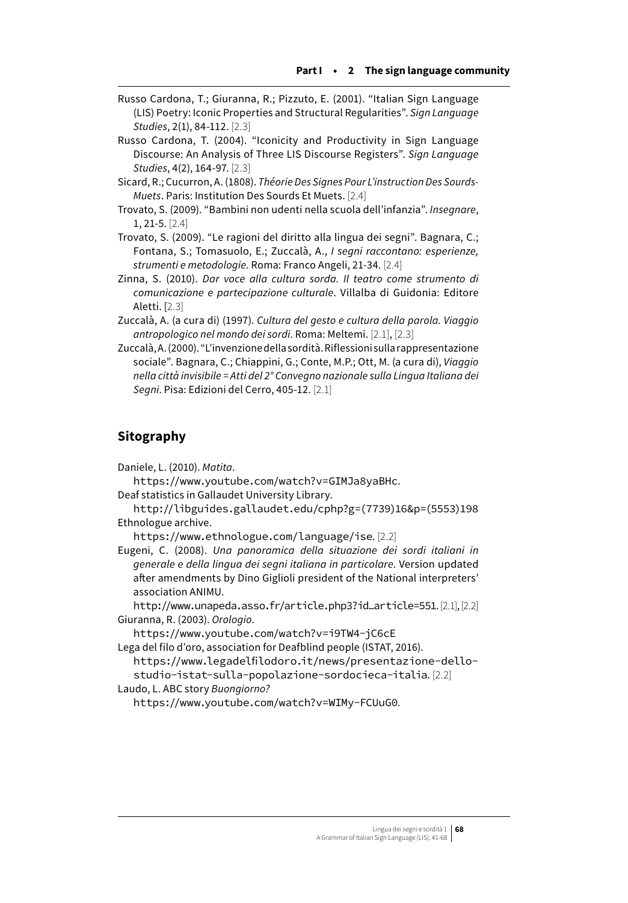Russo Cardona, T.; Giuranna, R.; Pizzuto, E. (2001). "Italian Sign Language (LIS) Poetry: Iconic Properties and Structural Regularities". *Sign Language Studies*, 2(1), 84-112. [2.3]

Russo Cardona, T. (2004). "Iconicity and Productivity in Sign Language Discourse: An Analysis of Three LIS Discourse Registers". *Sign Language Studies*, 4(2), 164-97. [2.3]

Sicard, R.; Cucurron, A. (1808). *Théorie Des Signes Pour L'instruction Des Sourds-Muets*. Paris: Institution Des Sourds Et Muets. [2.4]

Trovato, S. (2009). "Bambini non udenti nella scuola dell'infanzia". *Insegnare*, 1, 21-5. [2.4]

Trovato, S. (2009). "Le ragioni del diritto alla lingua dei segni". Bagnara, C.; Fontana, S.; Tomasuolo, E.; Zuccalà, A., *I segni raccontano: esperienze, strumenti e metodologie*. Roma: Franco Angeli, 21-34. [2.4]

Zinna, S. (2010). *Dar voce alla cultura sorda. Il teatro come strumento di comunicazione e partecipazione culturale*. Villalba di Guidonia: Editore Aletti. [2.3]

Zuccalà, A. (a cura di) (1997). *Cultura del gesto e cultura della parola. Viaggio antropologico nel mondo dei sordi*. Roma: Meltemi. [2.1], [2.3]

Zuccalà, A. (2000). "L'invenzione della sordità. Riflessioni sulla rappresentazione sociale". Bagnara, C.; Chiappini, G.; Conte, M.P.; Ott, M. (a cura di), *Viaggio nella città invisibile = Atti del 2° Convegno nazionale sulla Lingua Italiana dei Segni*. Pisa: Edizioni del Cerro, 405-12. [2.1]

## Sitography

Daniele, L. (2010). *Matita*.
https://www.youtube.com/watch?v=GIMJa8yaBHc.

Deaf statistics in Gallaudet University Library.
http://libguides.gallaudet.edu/cphp?g=(7739)16&p=(5553)198

Ethnologue archive.
https://www.ethnologue.com/language/ise. [2.2]

Eugeni, C. (2008). *Una panoramica della situazione dei sordi italiani in generale e della lingua dei segni italiana in particolare*. Version updated after amendments by Dino Giglioli president of the National interpreters' association ANIMU.
http://www.unapeda.asso.fr/article.php3?id_article=551. [2.1], [2.2]

Giuranna, R. (2003). *Orologio*.
https://www.youtube.com/watch?v=i9TW4-jC6cE

Lega del filo d'oro, association for Deafblind people (ISTAT, 2016).
https://www.legadelfilodoro.it/news/presentazione-dello-studio-istat-sulla-popolazione-sordocieca-italia. [2.2]

Laudo, L. ABC story *Buongiorno?*
https://www.youtube.com/watch?v=WIMy-FCUuG0.